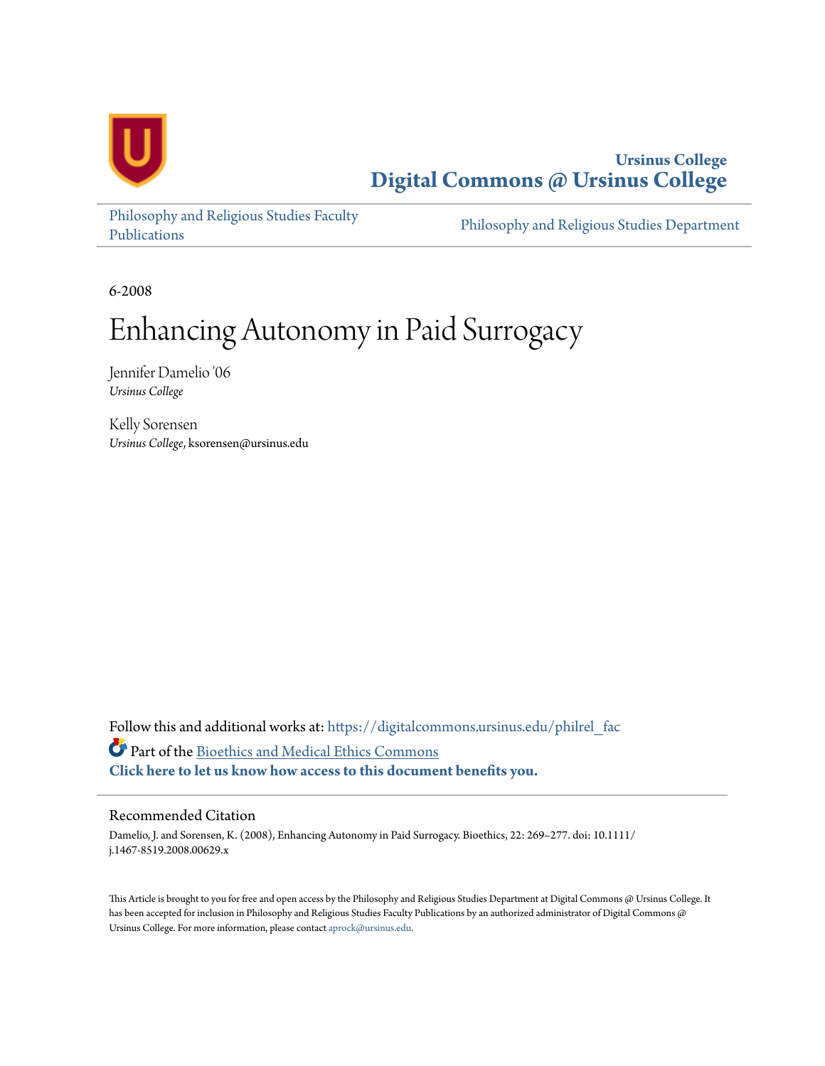Ursinus College

**Digital Commons @ Ursinus College**

Philosophy and Religious Studies Faculty Publications

Philosophy and Religious Studies Department

6-2008

# Enhancing Autonomy in Paid Surrogacy

Jennifer Damelio '06
*Ursinus College*

Kelly Sorensen
*Ursinus College*, ksorensen@ursinus.edu

Follow this and additional works at: https://digitalcommons.ursinus.edu/philrel_fac

Part of the Bioethics and Medical Ethics Commons

**Click here to let us know how access to this document benefits you.**

## Recommended Citation

Damelio, J. and Sorensen, K. (2008), Enhancing Autonomy in Paid Surrogacy. Bioethics, 22: 269–277. doi: 10.1111/j.1467-8519.2008.00629.x

This Article is brought to you for free and open access by the Philosophy and Religious Studies Department at Digital Commons @ Ursinus College. It has been accepted for inclusion in Philosophy and Religious Studies Faculty Publications by an authorized administrator of Digital Commons @ Ursinus College. For more information, please contact aprock@ursinus.edu.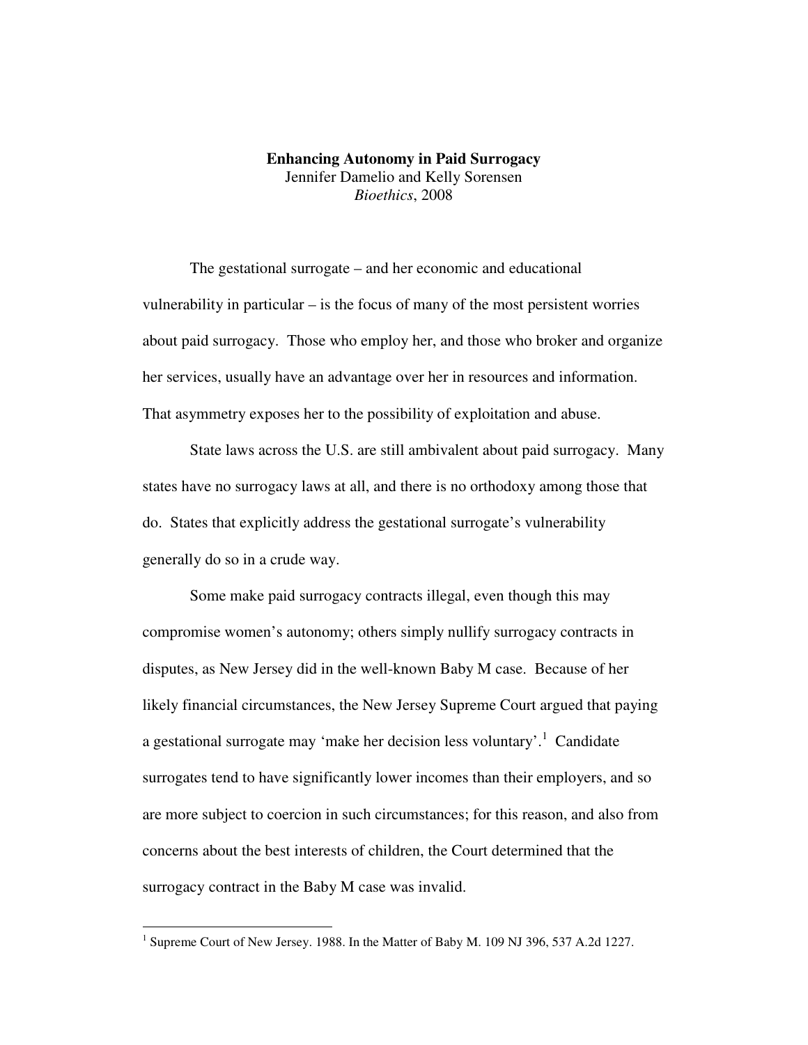**Enhancing Autonomy in Paid Surrogacy**
Jennifer Damelio and Kelly Sorensen
*Bioethics*, 2008

The gestational surrogate – and her economic and educational vulnerability in particular – is the focus of many of the most persistent worries about paid surrogacy. Those who employ her, and those who broker and organize her services, usually have an advantage over her in resources and information. That asymmetry exposes her to the possibility of exploitation and abuse.

State laws across the U.S. are still ambivalent about paid surrogacy. Many states have no surrogacy laws at all, and there is no orthodoxy among those that do. States that explicitly address the gestational surrogate's vulnerability generally do so in a crude way.

Some make paid surrogacy contracts illegal, even though this may compromise women's autonomy; others simply nullify surrogacy contracts in disputes, as New Jersey did in the well-known Baby M case. Because of her likely financial circumstances, the New Jersey Supreme Court argued that paying a gestational surrogate may 'make her decision less voluntary'.[1] Candidate surrogates tend to have significantly lower incomes than their employers, and so are more subject to coercion in such circumstances; for this reason, and also from concerns about the best interests of children, the Court determined that the surrogacy contract in the Baby M case was invalid.

[1] Supreme Court of New Jersey. 1988. In the Matter of Baby M. 109 NJ 396, 537 A.2d 1227.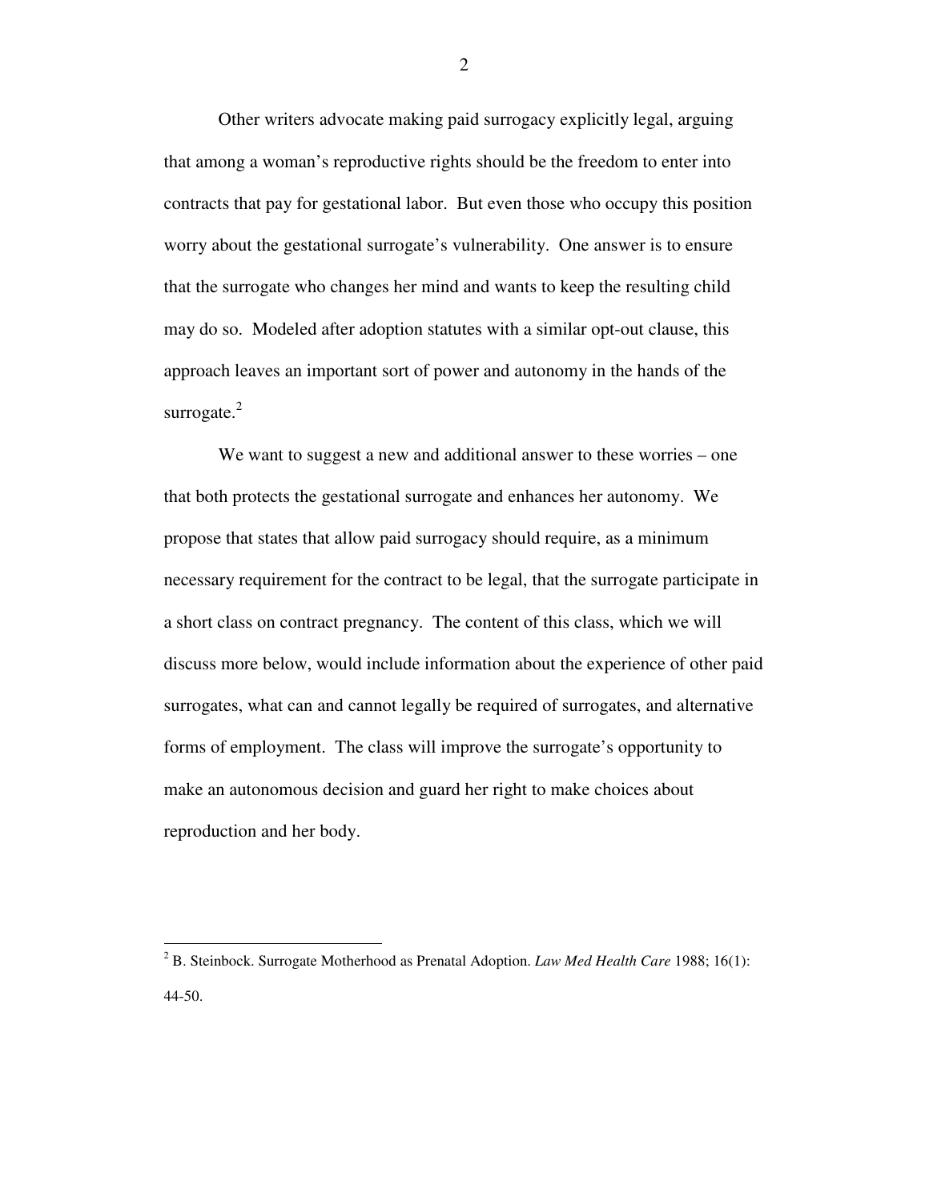Other writers advocate making paid surrogacy explicitly legal, arguing that among a woman's reproductive rights should be the freedom to enter into contracts that pay for gestational labor. But even those who occupy this position worry about the gestational surrogate's vulnerability. One answer is to ensure that the surrogate who changes her mind and wants to keep the resulting child may do so. Modeled after adoption statutes with a similar opt-out clause, this approach leaves an important sort of power and autonomy in the hands of the surrogate.[2]

We want to suggest a new and additional answer to these worries – one that both protects the gestational surrogate and enhances her autonomy. We propose that states that allow paid surrogacy should require, as a minimum necessary requirement for the contract to be legal, that the surrogate participate in a short class on contract pregnancy. The content of this class, which we will discuss more below, would include information about the experience of other paid surrogates, what can and cannot legally be required of surrogates, and alternative forms of employment. The class will improve the surrogate's opportunity to make an autonomous decision and guard her right to make choices about reproduction and her body.

---

[2] B. Steinbock. Surrogate Motherhood as Prenatal Adoption. *Law Med Health Care* 1988; 16(1): 44-50.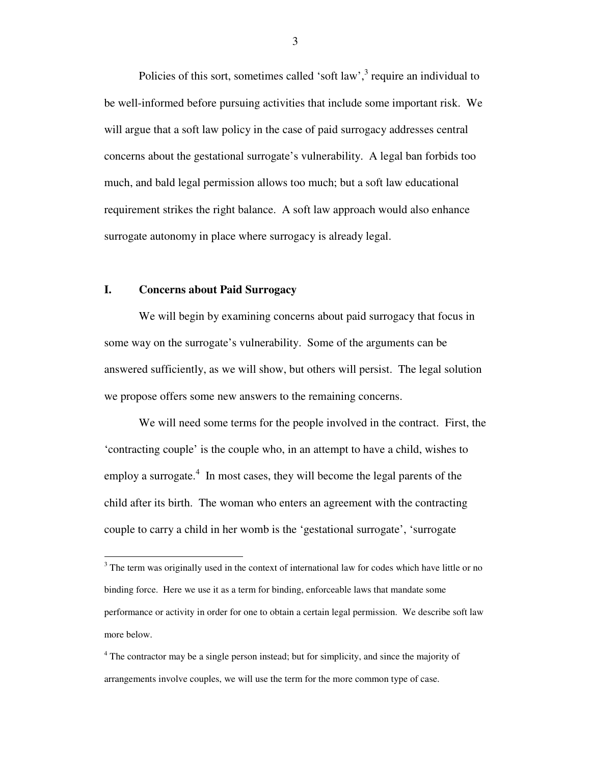Policies of this sort, sometimes called 'soft law',[3] require an individual to be well-informed before pursuing activities that include some important risk. We will argue that a soft law policy in the case of paid surrogacy addresses central concerns about the gestational surrogate's vulnerability. A legal ban forbids too much, and bald legal permission allows too much; but a soft law educational requirement strikes the right balance. A soft law approach would also enhance surrogate autonomy in place where surrogacy is already legal.

## I. Concerns about Paid Surrogacy

We will begin by examining concerns about paid surrogacy that focus in some way on the surrogate's vulnerability. Some of the arguments can be answered sufficiently, as we will show, but others will persist. The legal solution we propose offers some new answers to the remaining concerns.

We will need some terms for the people involved in the contract. First, the 'contracting couple' is the couple who, in an attempt to have a child, wishes to employ a surrogate.[4] In most cases, they will become the legal parents of the child after its birth. The woman who enters an agreement with the contracting couple to carry a child in her womb is the 'gestational surrogate', 'surrogate

---

[3] The term was originally used in the context of international law for codes which have little or no binding force. Here we use it as a term for binding, enforceable laws that mandate some performance or activity in order for one to obtain a certain legal permission. We describe soft law more below.

[4] The contractor may be a single person instead; but for simplicity, and since the majority of arrangements involve couples, we will use the term for the more common type of case.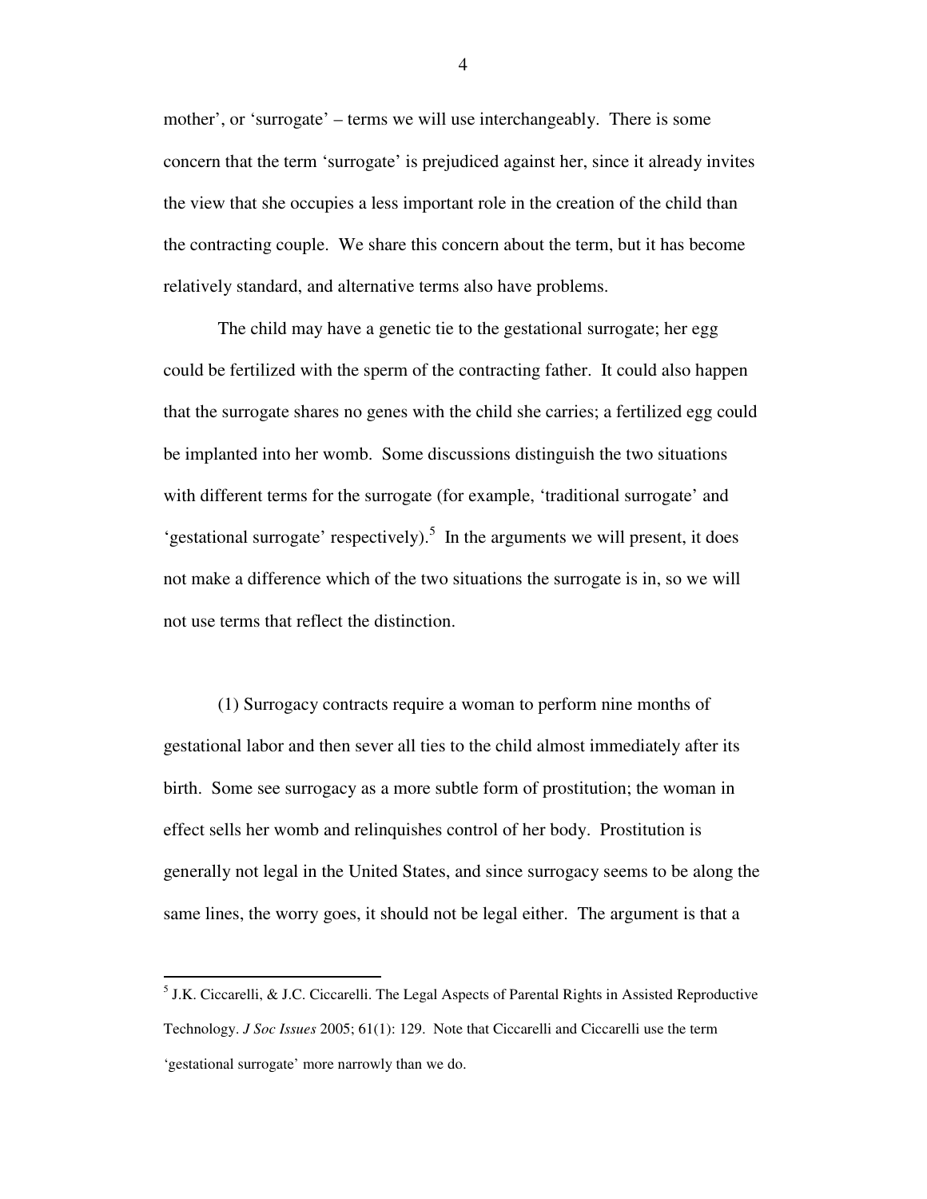mother', or 'surrogate' – terms we will use interchangeably. There is some concern that the term 'surrogate' is prejudiced against her, since it already invites the view that she occupies a less important role in the creation of the child than the contracting couple. We share this concern about the term, but it has become relatively standard, and alternative terms also have problems.

The child may have a genetic tie to the gestational surrogate; her egg could be fertilized with the sperm of the contracting father. It could also happen that the surrogate shares no genes with the child she carries; a fertilized egg could be implanted into her womb. Some discussions distinguish the two situations with different terms for the surrogate (for example, 'traditional surrogate' and 'gestational surrogate' respectively).[5] In the arguments we will present, it does not make a difference which of the two situations the surrogate is in, so we will not use terms that reflect the distinction.

(1) Surrogacy contracts require a woman to perform nine months of gestational labor and then sever all ties to the child almost immediately after its birth. Some see surrogacy as a more subtle form of prostitution; the woman in effect sells her womb and relinquishes control of her body. Prostitution is generally not legal in the United States, and since surrogacy seems to be along the same lines, the worry goes, it should not be legal either. The argument is that a

---

[5] J.K. Ciccarelli, & J.C. Ciccarelli. The Legal Aspects of Parental Rights in Assisted Reproductive Technology. *J Soc Issues* 2005; 61(1): 129. Note that Ciccarelli and Ciccarelli use the term 'gestational surrogate' more narrowly than we do.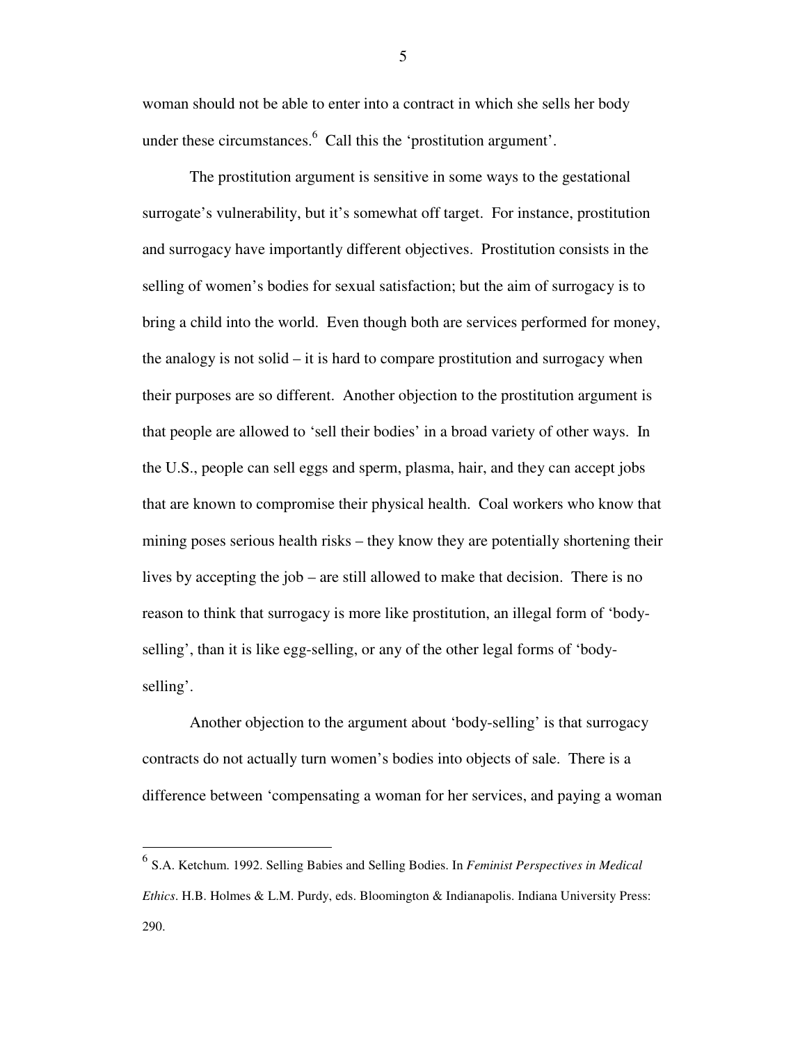woman should not be able to enter into a contract in which she sells her body under these circumstances.[6] Call this the 'prostitution argument'.

The prostitution argument is sensitive in some ways to the gestational surrogate's vulnerability, but it's somewhat off target. For instance, prostitution and surrogacy have importantly different objectives. Prostitution consists in the selling of women's bodies for sexual satisfaction; but the aim of surrogacy is to bring a child into the world. Even though both are services performed for money, the analogy is not solid – it is hard to compare prostitution and surrogacy when their purposes are so different. Another objection to the prostitution argument is that people are allowed to 'sell their bodies' in a broad variety of other ways. In the U.S., people can sell eggs and sperm, plasma, hair, and they can accept jobs that are known to compromise their physical health. Coal workers who know that mining poses serious health risks – they know they are potentially shortening their lives by accepting the job – are still allowed to make that decision. There is no reason to think that surrogacy is more like prostitution, an illegal form of 'body-selling', than it is like egg-selling, or any of the other legal forms of 'body-selling'.

Another objection to the argument about 'body-selling' is that surrogacy contracts do not actually turn women's bodies into objects of sale. There is a difference between 'compensating a woman for her services, and paying a woman

---

[6] S.A. Ketchum. 1992. Selling Babies and Selling Bodies. In *Feminist Perspectives in Medical Ethics*. H.B. Holmes & L.M. Purdy, eds. Bloomington & Indianapolis. Indiana University Press: 290.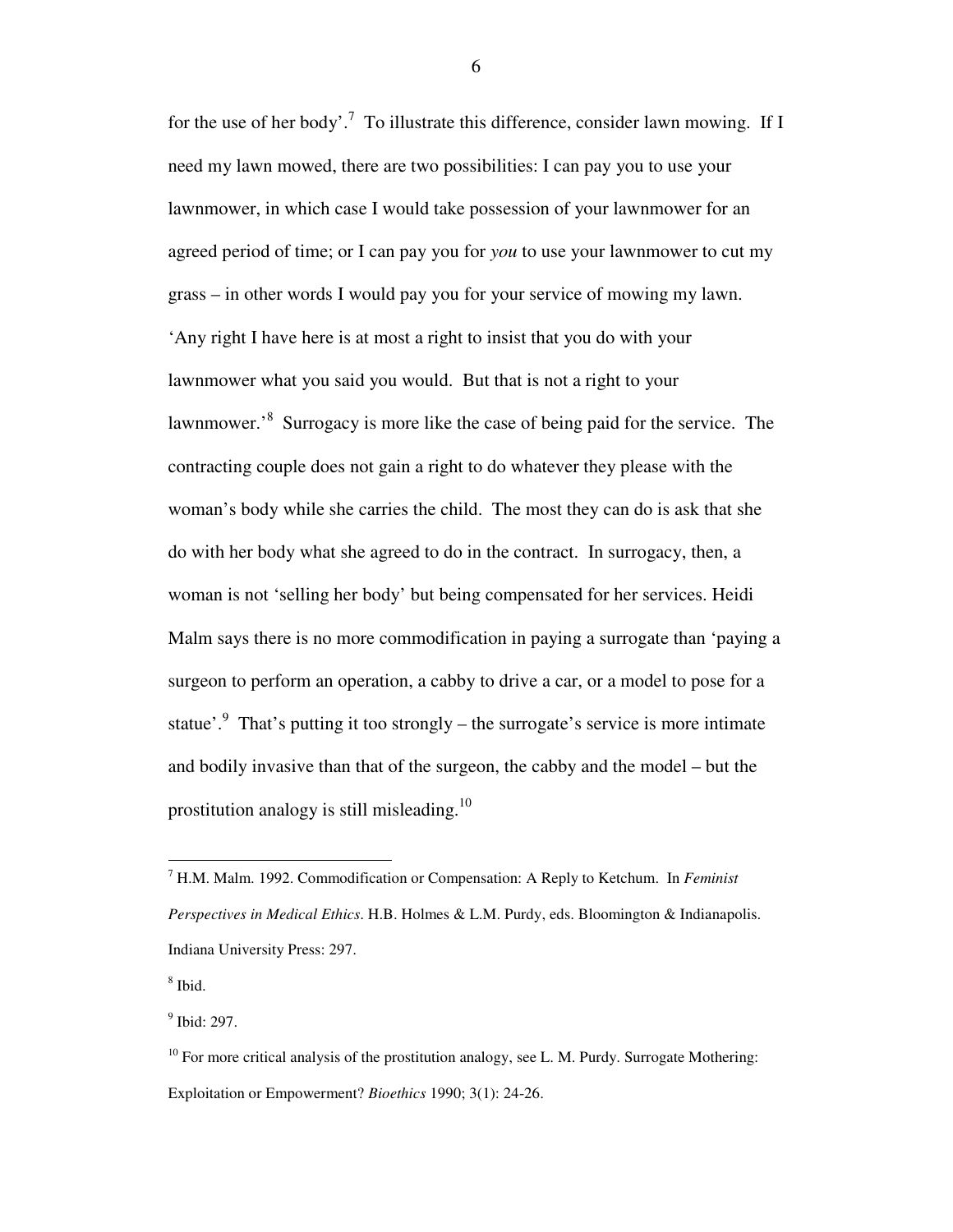for the use of her body'.[7] To illustrate this difference, consider lawn mowing. If I need my lawn mowed, there are two possibilities: I can pay you to use your lawnmower, in which case I would take possession of your lawnmower for an agreed period of time; or I can pay you for *you* to use your lawnmower to cut my grass – in other words I would pay you for your service of mowing my lawn. 'Any right I have here is at most a right to insist that you do with your lawnmower what you said you would. But that is not a right to your lawnmower.'[8] Surrogacy is more like the case of being paid for the service. The contracting couple does not gain a right to do whatever they please with the woman's body while she carries the child. The most they can do is ask that she do with her body what she agreed to do in the contract. In surrogacy, then, a woman is not 'selling her body' but being compensated for her services. Heidi Malm says there is no more commodification in paying a surrogate than 'paying a surgeon to perform an operation, a cabby to drive a car, or a model to pose for a statue'.[9] That's putting it too strongly – the surrogate's service is more intimate and bodily invasive than that of the surgeon, the cabby and the model – but the prostitution analogy is still misleading.[10]

---

[7] H.M. Malm. 1992. Commodification or Compensation: A Reply to Ketchum. In *Feminist Perspectives in Medical Ethics*. H.B. Holmes & L.M. Purdy, eds. Bloomington & Indianapolis. Indiana University Press: 297.

[8] Ibid.

[9] Ibid: 297.

[10] For more critical analysis of the prostitution analogy, see L. M. Purdy. Surrogate Mothering: Exploitation or Empowerment? *Bioethics* 1990; 3(1): 24-26.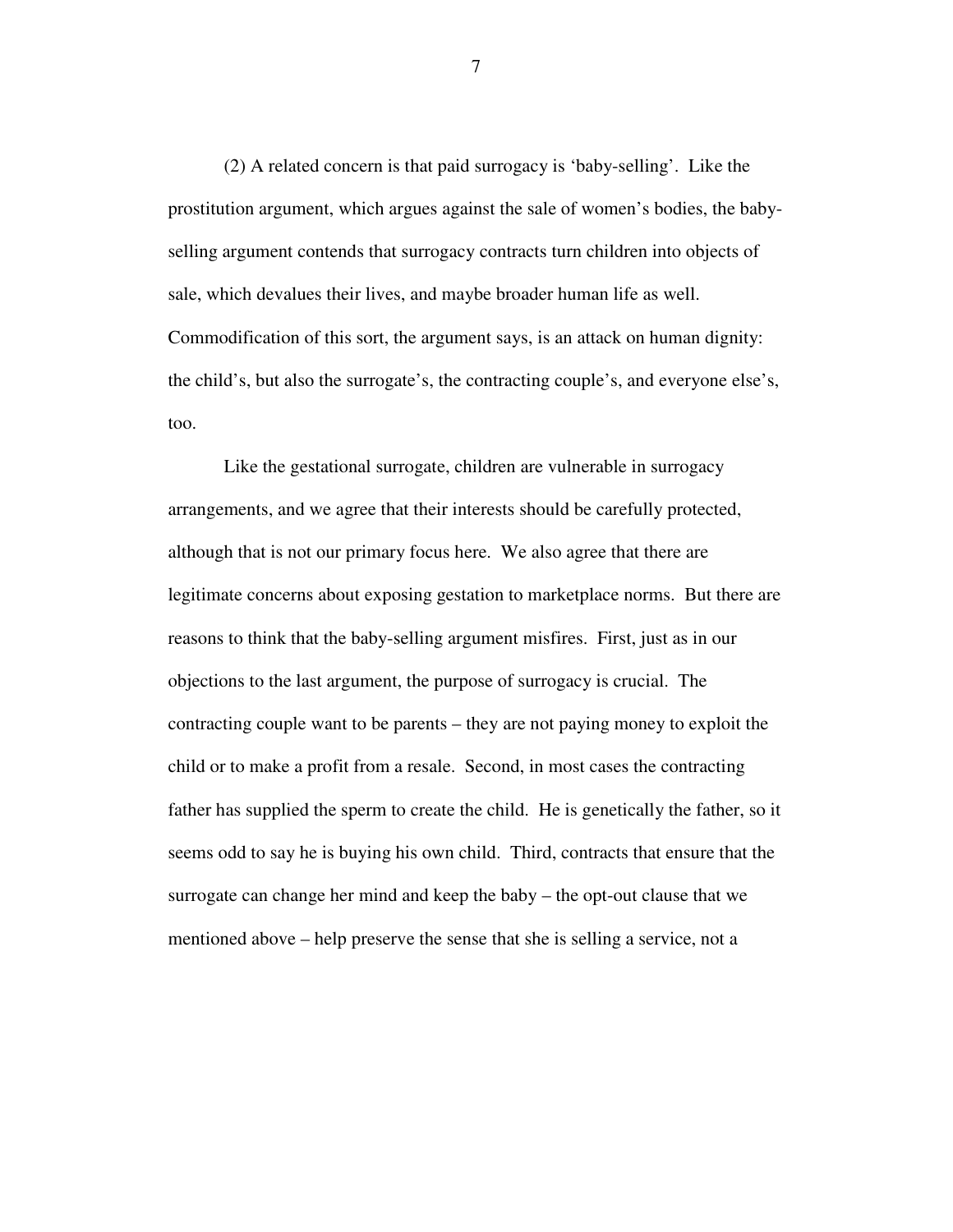(2) A related concern is that paid surrogacy is 'baby-selling'. Like the prostitution argument, which argues against the sale of women's bodies, the baby-selling argument contends that surrogacy contracts turn children into objects of sale, which devalues their lives, and maybe broader human life as well. Commodification of this sort, the argument says, is an attack on human dignity: the child's, but also the surrogate's, the contracting couple's, and everyone else's, too.

Like the gestational surrogate, children are vulnerable in surrogacy arrangements, and we agree that their interests should be carefully protected, although that is not our primary focus here. We also agree that there are legitimate concerns about exposing gestation to marketplace norms. But there are reasons to think that the baby-selling argument misfires. First, just as in our objections to the last argument, the purpose of surrogacy is crucial. The contracting couple want to be parents – they are not paying money to exploit the child or to make a profit from a resale. Second, in most cases the contracting father has supplied the sperm to create the child. He is genetically the father, so it seems odd to say he is buying his own child. Third, contracts that ensure that the surrogate can change her mind and keep the baby – the opt-out clause that we mentioned above – help preserve the sense that she is selling a service, not a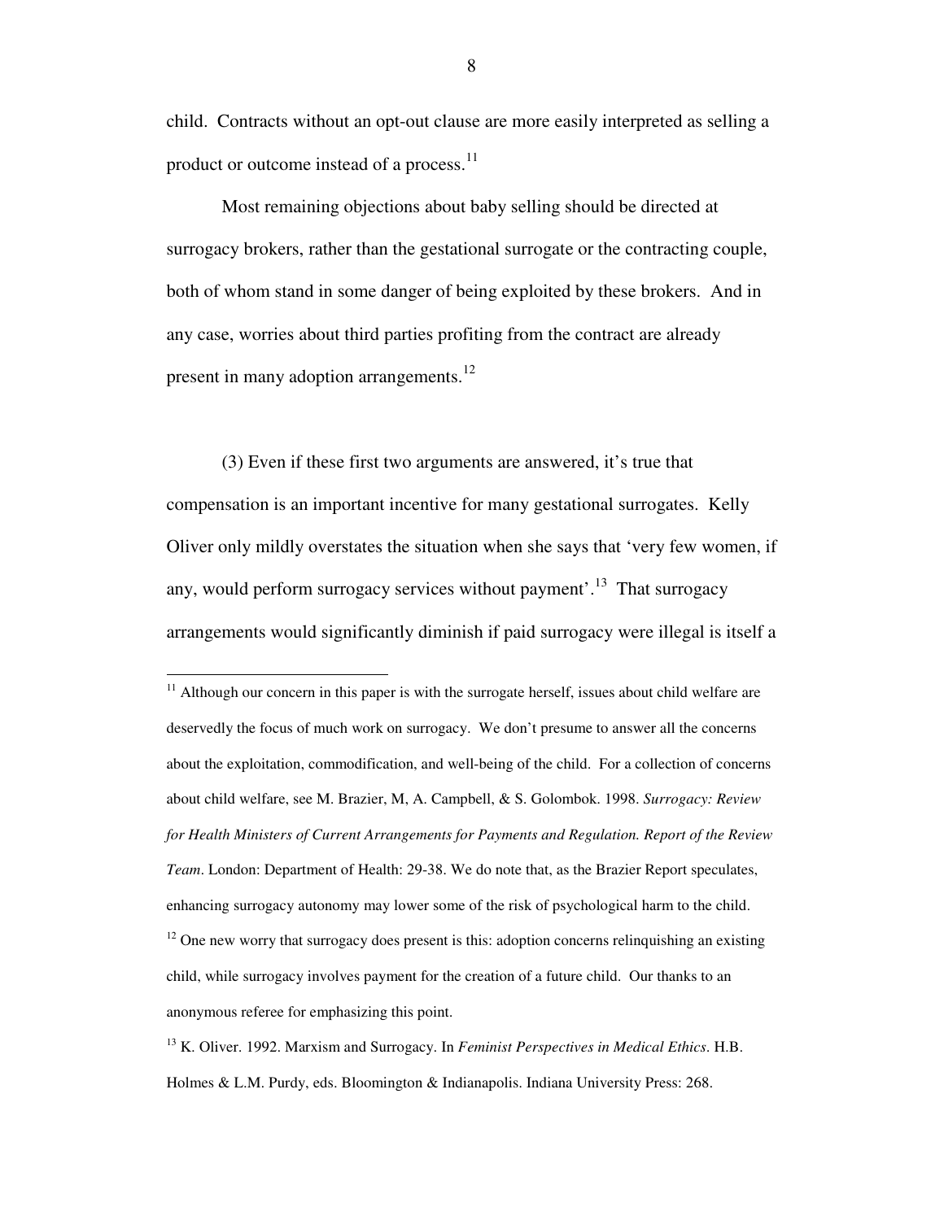child. Contracts without an opt-out clause are more easily interpreted as selling a product or outcome instead of a process.[11]

Most remaining objections about baby selling should be directed at surrogacy brokers, rather than the gestational surrogate or the contracting couple, both of whom stand in some danger of being exploited by these brokers. And in any case, worries about third parties profiting from the contract are already present in many adoption arrangements.[12]

(3) Even if these first two arguments are answered, it's true that compensation is an important incentive for many gestational surrogates. Kelly Oliver only mildly overstates the situation when she says that 'very few women, if any, would perform surrogacy services without payment'.[13] That surrogacy arrangements would significantly diminish if paid surrogacy were illegal is itself a

---

[11] Although our concern in this paper is with the surrogate herself, issues about child welfare are deservedly the focus of much work on surrogacy. We don't presume to answer all the concerns about the exploitation, commodification, and well-being of the child. For a collection of concerns about child welfare, see M. Brazier, M, A. Campbell, & S. Golombok. 1998. *Surrogacy: Review for Health Ministers of Current Arrangements for Payments and Regulation. Report of the Review Team*. London: Department of Health: 29-38. We do note that, as the Brazier Report speculates, enhancing surrogacy autonomy may lower some of the risk of psychological harm to the child.

[12] One new worry that surrogacy does present is this: adoption concerns relinquishing an existing child, while surrogacy involves payment for the creation of a future child. Our thanks to an anonymous referee for emphasizing this point.

[13] K. Oliver. 1992. Marxism and Surrogacy. In *Feminist Perspectives in Medical Ethics*. H.B. Holmes & L.M. Purdy, eds. Bloomington & Indianapolis. Indiana University Press: 268.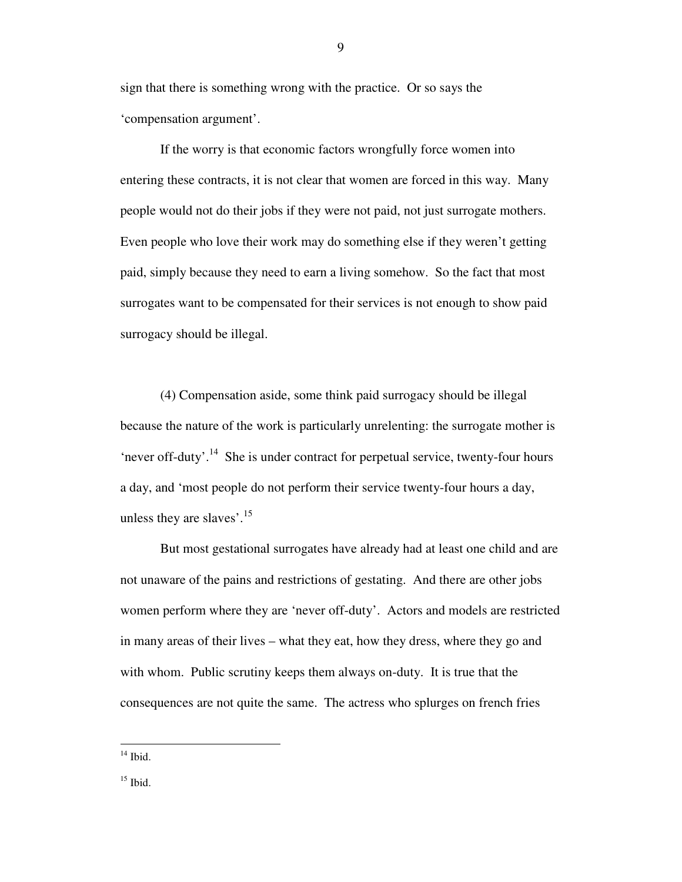sign that there is something wrong with the practice. Or so says the 'compensation argument'.

If the worry is that economic factors wrongfully force women into entering these contracts, it is not clear that women are forced in this way. Many people would not do their jobs if they were not paid, not just surrogate mothers. Even people who love their work may do something else if they weren't getting paid, simply because they need to earn a living somehow. So the fact that most surrogates want to be compensated for their services is not enough to show paid surrogacy should be illegal.

(4) Compensation aside, some think paid surrogacy should be illegal because the nature of the work is particularly unrelenting: the surrogate mother is 'never off-duty'.[14] She is under contract for perpetual service, twenty-four hours a day, and 'most people do not perform their service twenty-four hours a day, unless they are slaves'.[15]

But most gestational surrogates have already had at least one child and are not unaware of the pains and restrictions of gestating. And there are other jobs women perform where they are 'never off-duty'. Actors and models are restricted in many areas of their lives – what they eat, how they dress, where they go and with whom. Public scrutiny keeps them always on-duty. It is true that the consequences are not quite the same. The actress who splurges on french fries

---

[14] Ibid.

[15] Ibid.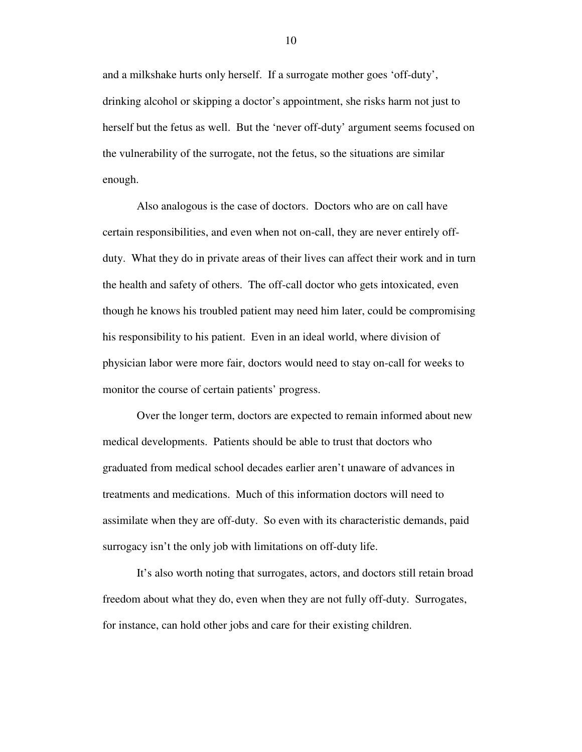and a milkshake hurts only herself. If a surrogate mother goes 'off-duty', drinking alcohol or skipping a doctor's appointment, she risks harm not just to herself but the fetus as well. But the 'never off-duty' argument seems focused on the vulnerability of the surrogate, not the fetus, so the situations are similar enough.

Also analogous is the case of doctors. Doctors who are on call have certain responsibilities, and even when not on-call, they are never entirely off-duty. What they do in private areas of their lives can affect their work and in turn the health and safety of others. The off-call doctor who gets intoxicated, even though he knows his troubled patient may need him later, could be compromising his responsibility to his patient. Even in an ideal world, where division of physician labor were more fair, doctors would need to stay on-call for weeks to monitor the course of certain patients' progress.

Over the longer term, doctors are expected to remain informed about new medical developments. Patients should be able to trust that doctors who graduated from medical school decades earlier aren't unaware of advances in treatments and medications. Much of this information doctors will need to assimilate when they are off-duty. So even with its characteristic demands, paid surrogacy isn't the only job with limitations on off-duty life.

It's also worth noting that surrogates, actors, and doctors still retain broad freedom about what they do, even when they are not fully off-duty. Surrogates, for instance, can hold other jobs and care for their existing children.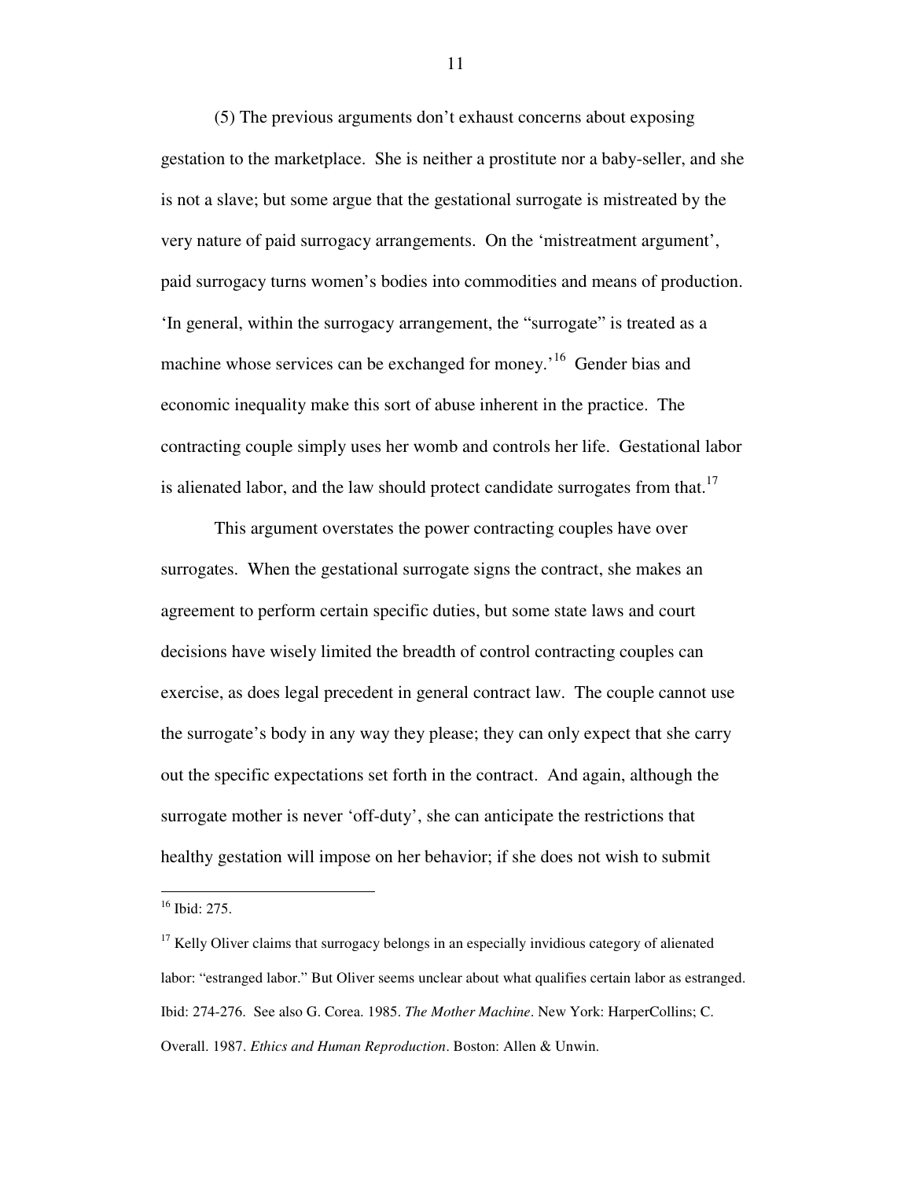(5) The previous arguments don't exhaust concerns about exposing gestation to the marketplace. She is neither a prostitute nor a baby-seller, and she is not a slave; but some argue that the gestational surrogate is mistreated by the very nature of paid surrogacy arrangements. On the 'mistreatment argument', paid surrogacy turns women's bodies into commodities and means of production. 'In general, within the surrogacy arrangement, the "surrogate" is treated as a machine whose services can be exchanged for money.'[16] Gender bias and economic inequality make this sort of abuse inherent in the practice. The contracting couple simply uses her womb and controls her life. Gestational labor is alienated labor, and the law should protect candidate surrogates from that.[17]

This argument overstates the power contracting couples have over surrogates. When the gestational surrogate signs the contract, she makes an agreement to perform certain specific duties, but some state laws and court decisions have wisely limited the breadth of control contracting couples can exercise, as does legal precedent in general contract law. The couple cannot use the surrogate's body in any way they please; they can only expect that she carry out the specific expectations set forth in the contract. And again, although the surrogate mother is never 'off-duty', she can anticipate the restrictions that healthy gestation will impose on her behavior; if she does not wish to submit

---

[16] Ibid: 275.

[17] Kelly Oliver claims that surrogacy belongs in an especially invidious category of alienated labor: "estranged labor." But Oliver seems unclear about what qualifies certain labor as estranged. Ibid: 274-276. See also G. Corea. 1985. *The Mother Machine*. New York: HarperCollins; C. Overall. 1987. *Ethics and Human Reproduction*. Boston: Allen & Unwin.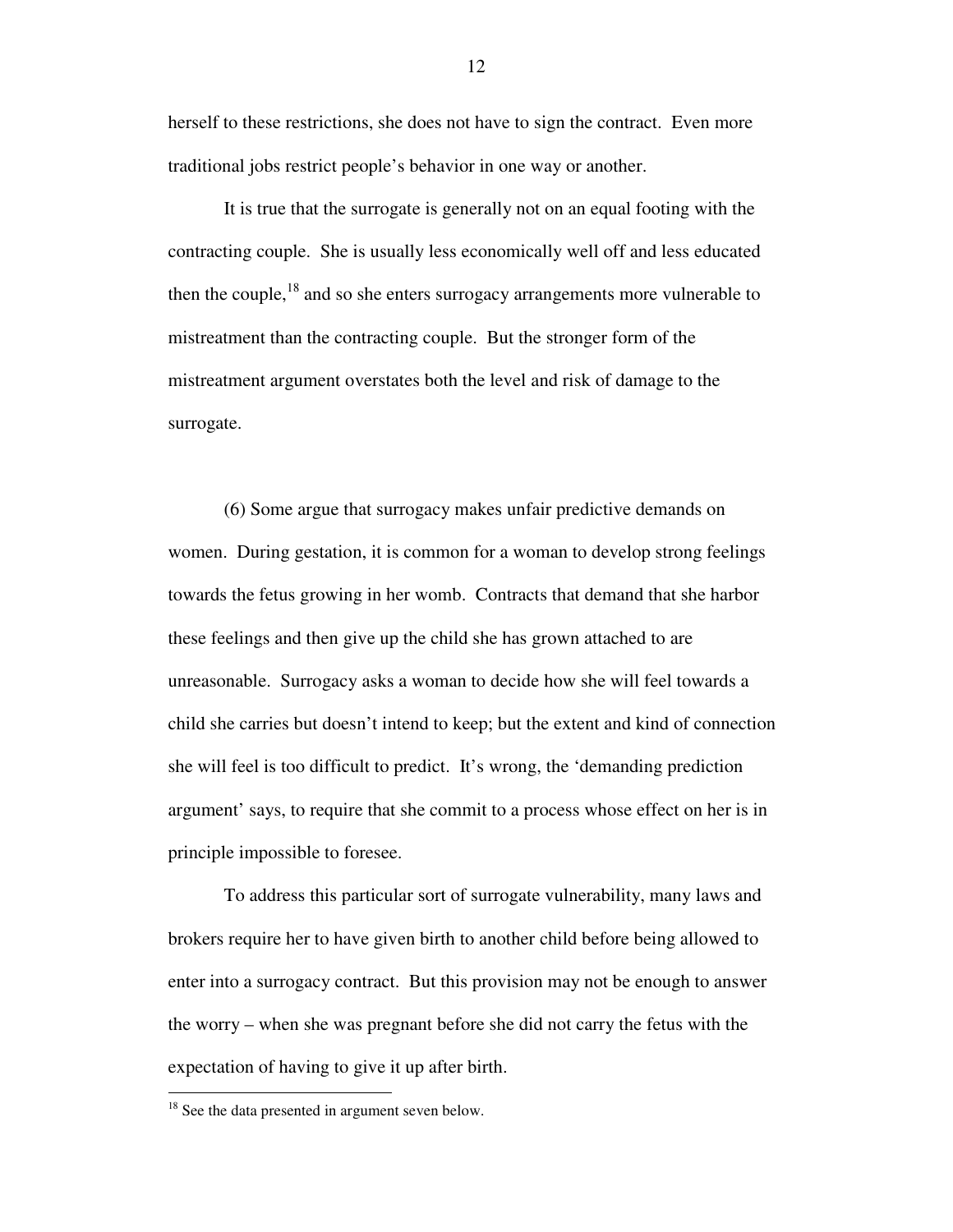herself to these restrictions, she does not have to sign the contract. Even more traditional jobs restrict people's behavior in one way or another.

It is true that the surrogate is generally not on an equal footing with the contracting couple. She is usually less economically well off and less educated then the couple,[18] and so she enters surrogacy arrangements more vulnerable to mistreatment than the contracting couple. But the stronger form of the mistreatment argument overstates both the level and risk of damage to the surrogate.

(6) Some argue that surrogacy makes unfair predictive demands on women. During gestation, it is common for a woman to develop strong feelings towards the fetus growing in her womb. Contracts that demand that she harbor these feelings and then give up the child she has grown attached to are unreasonable. Surrogacy asks a woman to decide how she will feel towards a child she carries but doesn't intend to keep; but the extent and kind of connection she will feel is too difficult to predict. It's wrong, the 'demanding prediction argument' says, to require that she commit to a process whose effect on her is in principle impossible to foresee.

To address this particular sort of surrogate vulnerability, many laws and brokers require her to have given birth to another child before being allowed to enter into a surrogacy contract. But this provision may not be enough to answer the worry – when she was pregnant before she did not carry the fetus with the expectation of having to give it up after birth.

[18] See the data presented in argument seven below.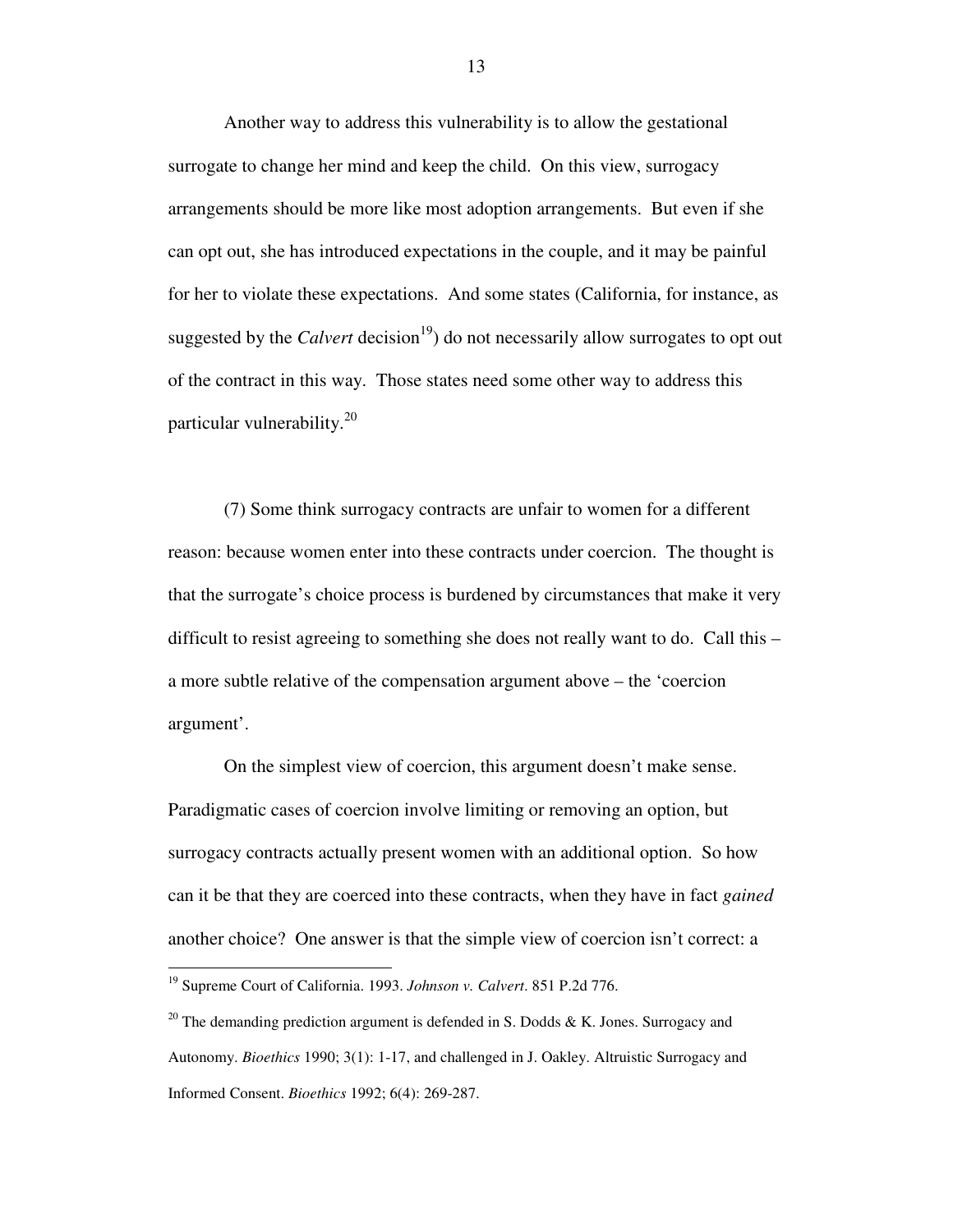Another way to address this vulnerability is to allow the gestational surrogate to change her mind and keep the child. On this view, surrogacy arrangements should be more like most adoption arrangements. But even if she can opt out, she has introduced expectations in the couple, and it may be painful for her to violate these expectations. And some states (California, for instance, as suggested by the *Calvert* decision[19]) do not necessarily allow surrogates to opt out of the contract in this way. Those states need some other way to address this particular vulnerability.[20]

(7) Some think surrogacy contracts are unfair to women for a different reason: because women enter into these contracts under coercion. The thought is that the surrogate's choice process is burdened by circumstances that make it very difficult to resist agreeing to something she does not really want to do. Call this – a more subtle relative of the compensation argument above – the 'coercion argument'.

On the simplest view of coercion, this argument doesn't make sense. Paradigmatic cases of coercion involve limiting or removing an option, but surrogacy contracts actually present women with an additional option. So how can it be that they are coerced into these contracts, when they have in fact *gained* another choice? One answer is that the simple view of coercion isn't correct: a

---

[19] Supreme Court of California. 1993. *Johnson v. Calvert*. 851 P.2d 776.

[20] The demanding prediction argument is defended in S. Dodds & K. Jones. Surrogacy and Autonomy. *Bioethics* 1990; 3(1): 1-17, and challenged in J. Oakley. Altruistic Surrogacy and Informed Consent. *Bioethics* 1992; 6(4): 269-287.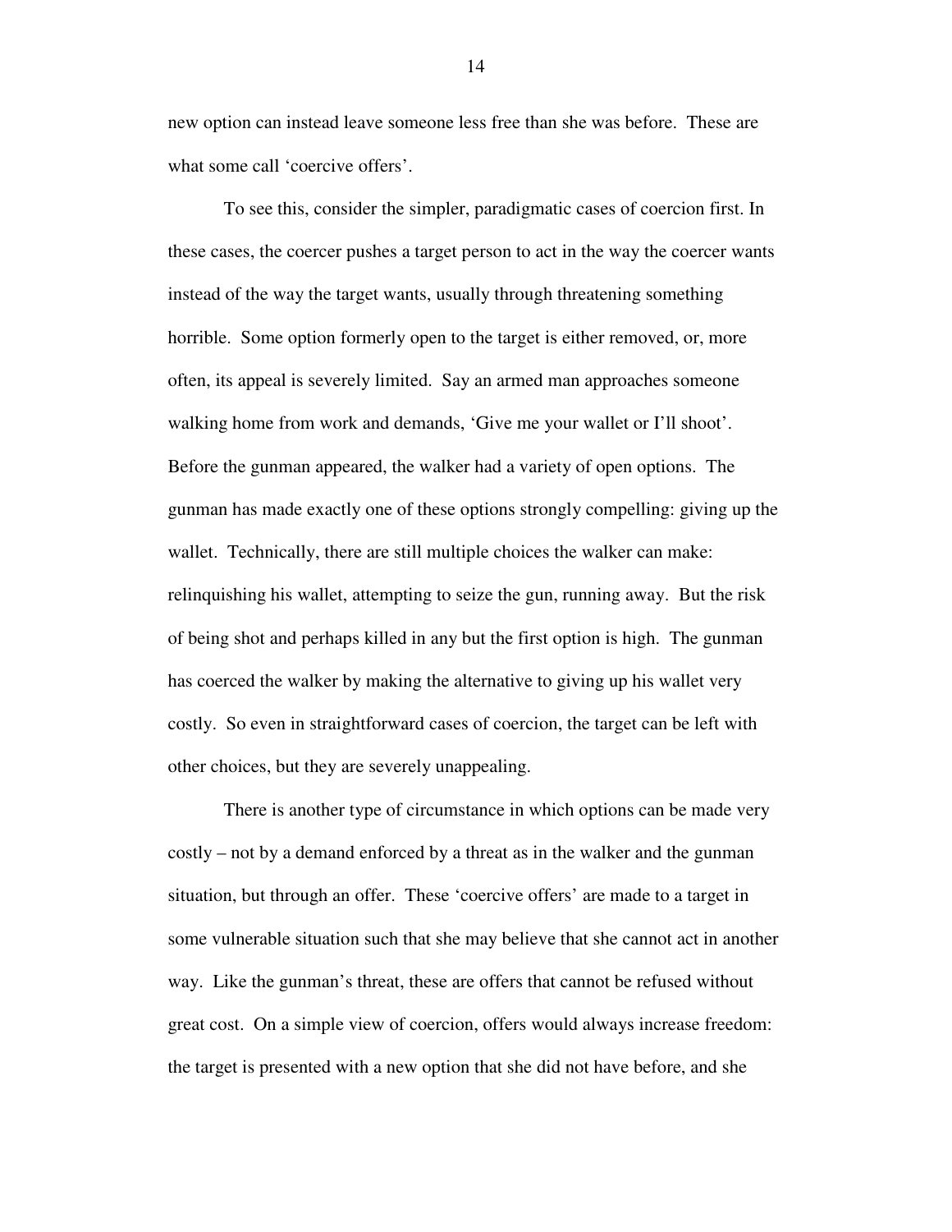new option can instead leave someone less free than she was before. These are what some call 'coercive offers'.

To see this, consider the simpler, paradigmatic cases of coercion first. In these cases, the coercer pushes a target person to act in the way the coercer wants instead of the way the target wants, usually through threatening something horrible. Some option formerly open to the target is either removed, or, more often, its appeal is severely limited. Say an armed man approaches someone walking home from work and demands, 'Give me your wallet or I'll shoot'. Before the gunman appeared, the walker had a variety of open options. The gunman has made exactly one of these options strongly compelling: giving up the wallet. Technically, there are still multiple choices the walker can make: relinquishing his wallet, attempting to seize the gun, running away. But the risk of being shot and perhaps killed in any but the first option is high. The gunman has coerced the walker by making the alternative to giving up his wallet very costly. So even in straightforward cases of coercion, the target can be left with other choices, but they are severely unappealing.

There is another type of circumstance in which options can be made very costly – not by a demand enforced by a threat as in the walker and the gunman situation, but through an offer. These 'coercive offers' are made to a target in some vulnerable situation such that she may believe that she cannot act in another way. Like the gunman's threat, these are offers that cannot be refused without great cost. On a simple view of coercion, offers would always increase freedom: the target is presented with a new option that she did not have before, and she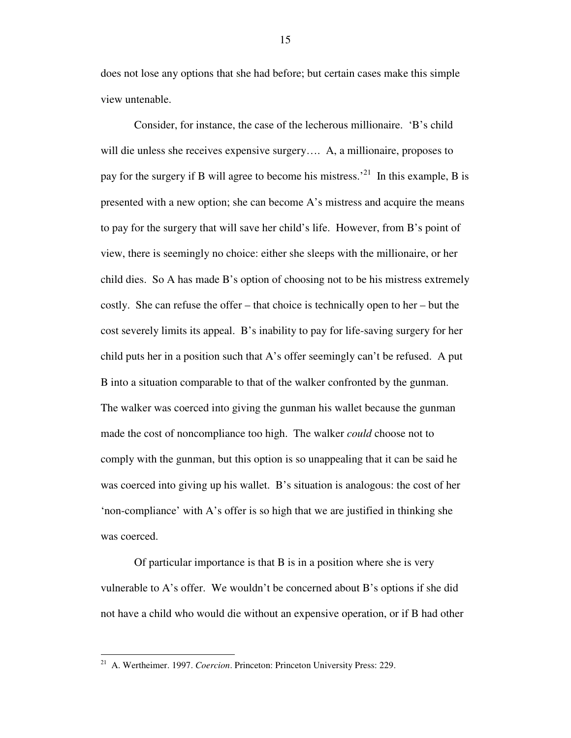does not lose any options that she had before; but certain cases make this simple view untenable.

Consider, for instance, the case of the lecherous millionaire. 'B's child will die unless she receives expensive surgery…. A, a millionaire, proposes to pay for the surgery if B will agree to become his mistress.'[21] In this example, B is presented with a new option; she can become A's mistress and acquire the means to pay for the surgery that will save her child's life. However, from B's point of view, there is seemingly no choice: either she sleeps with the millionaire, or her child dies. So A has made B's option of choosing not to be his mistress extremely costly. She can refuse the offer – that choice is technically open to her – but the cost severely limits its appeal. B's inability to pay for life-saving surgery for her child puts her in a position such that A's offer seemingly can't be refused. A put B into a situation comparable to that of the walker confronted by the gunman. The walker was coerced into giving the gunman his wallet because the gunman made the cost of noncompliance too high. The walker *could* choose not to comply with the gunman, but this option is so unappealing that it can be said he was coerced into giving up his wallet. B's situation is analogous: the cost of her 'non-compliance' with A's offer is so high that we are justified in thinking she was coerced.

Of particular importance is that B is in a position where she is very vulnerable to A's offer. We wouldn't be concerned about B's options if she did not have a child who would die without an expensive operation, or if B had other

---

[21] A. Wertheimer. 1997. *Coercion*. Princeton: Princeton University Press: 229.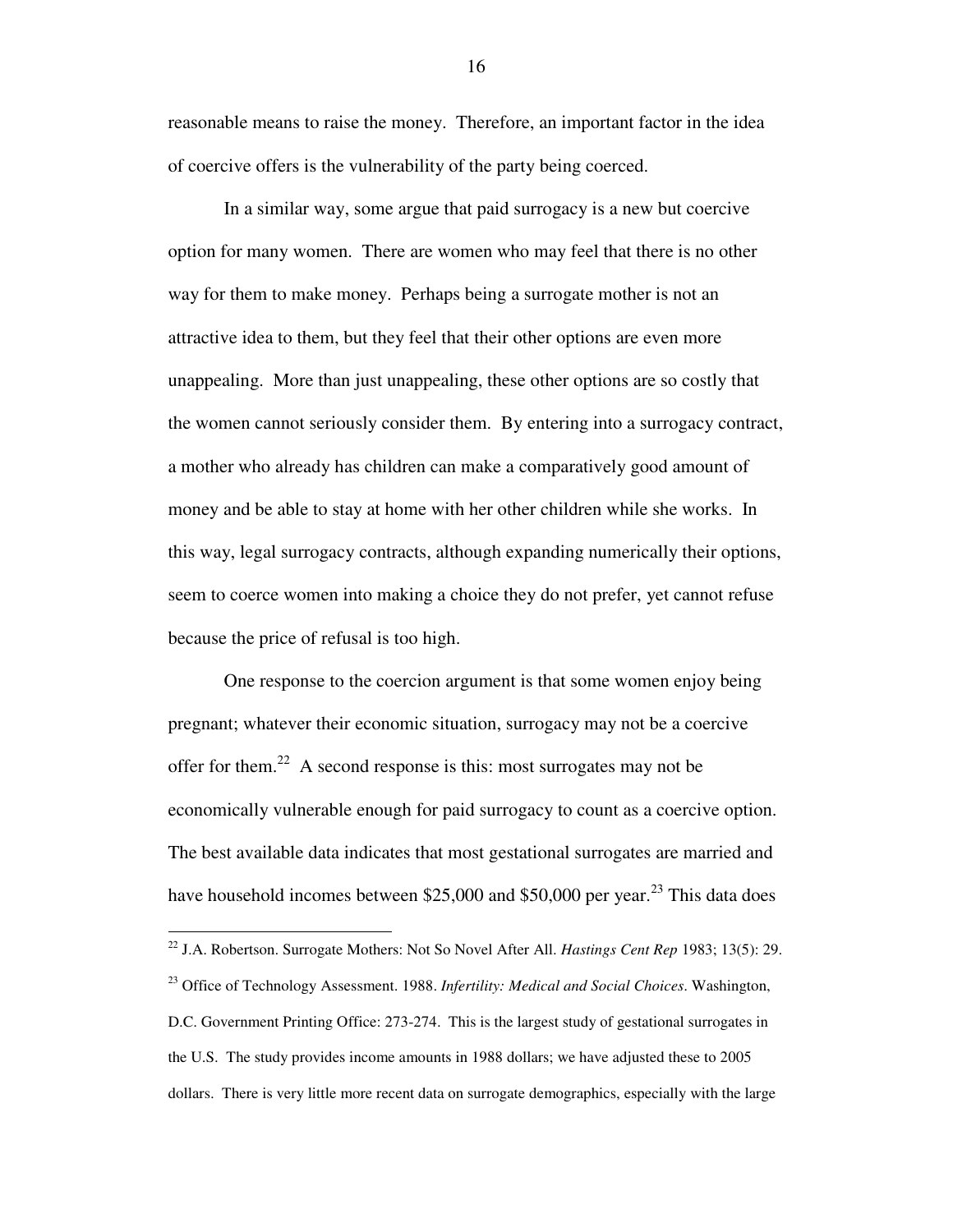reasonable means to raise the money. Therefore, an important factor in the idea of coercive offers is the vulnerability of the party being coerced.

In a similar way, some argue that paid surrogacy is a new but coercive option for many women. There are women who may feel that there is no other way for them to make money. Perhaps being a surrogate mother is not an attractive idea to them, but they feel that their other options are even more unappealing. More than just unappealing, these other options are so costly that the women cannot seriously consider them. By entering into a surrogacy contract, a mother who already has children can make a comparatively good amount of money and be able to stay at home with her other children while she works. In this way, legal surrogacy contracts, although expanding numerically their options, seem to coerce women into making a choice they do not prefer, yet cannot refuse because the price of refusal is too high.

One response to the coercion argument is that some women enjoy being pregnant; whatever their economic situation, surrogacy may not be a coercive offer for them.[22] A second response is this: most surrogates may not be economically vulnerable enough for paid surrogacy to count as a coercive option. The best available data indicates that most gestational surrogates are married and have household incomes between $25,000 and $50,000 per year.[23] This data does

---

[22] J.A. Robertson. Surrogate Mothers: Not So Novel After All. *Hastings Cent Rep* 1983; 13(5): 29.

[23] Office of Technology Assessment. 1988. *Infertility: Medical and Social Choices*. Washington, D.C. Government Printing Office: 273-274. This is the largest study of gestational surrogates in the U.S. The study provides income amounts in 1988 dollars; we have adjusted these to 2005 dollars. There is very little more recent data on surrogate demographics, especially with the large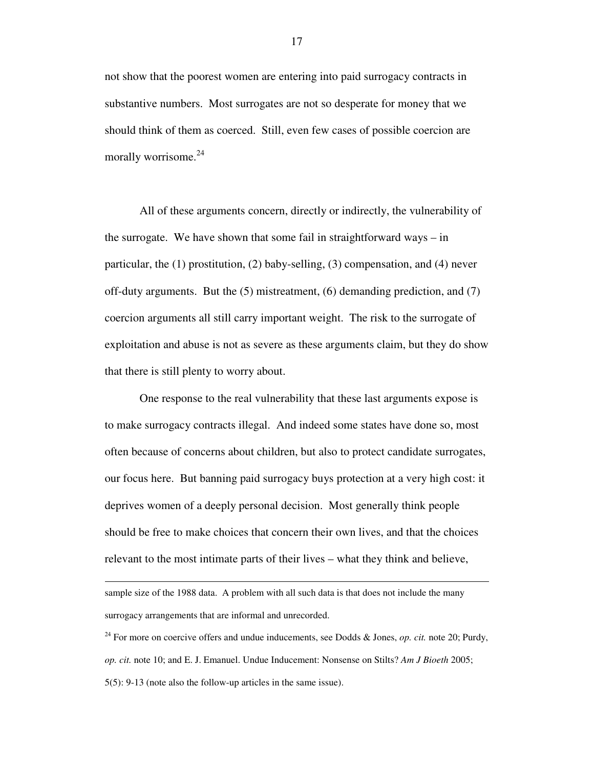not show that the poorest women are entering into paid surrogacy contracts in substantive numbers. Most surrogates are not so desperate for money that we should think of them as coerced. Still, even few cases of possible coercion are morally worrisome.[24]

All of these arguments concern, directly or indirectly, the vulnerability of the surrogate. We have shown that some fail in straightforward ways – in particular, the (1) prostitution, (2) baby-selling, (3) compensation, and (4) never off-duty arguments. But the (5) mistreatment, (6) demanding prediction, and (7) coercion arguments all still carry important weight. The risk to the surrogate of exploitation and abuse is not as severe as these arguments claim, but they do show that there is still plenty to worry about.

One response to the real vulnerability that these last arguments expose is to make surrogacy contracts illegal. And indeed some states have done so, most often because of concerns about children, but also to protect candidate surrogates, our focus here. But banning paid surrogacy buys protection at a very high cost: it deprives women of a deeply personal decision. Most generally think people should be free to make choices that concern their own lives, and that the choices relevant to the most intimate parts of their lives – what they think and believe,

---

sample size of the 1988 data. A problem with all such data is that does not include the many surrogacy arrangements that are informal and unrecorded.

[24] For more on coercive offers and undue inducements, see Dodds & Jones, *op. cit.* note 20; Purdy, *op. cit.* note 10; and E. J. Emanuel. Undue Inducement: Nonsense on Stilts? *Am J Bioeth* 2005; 5(5): 9-13 (note also the follow-up articles in the same issue).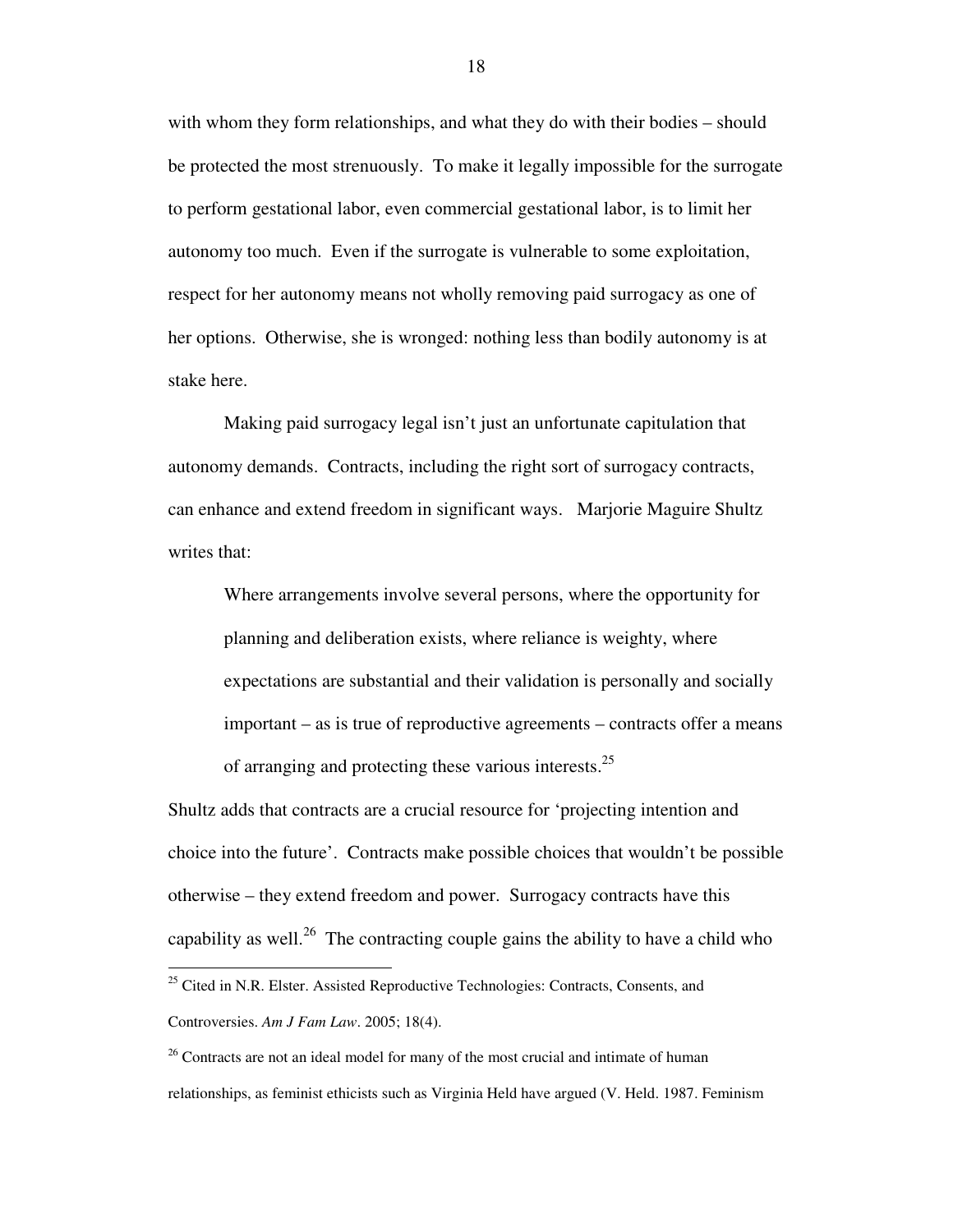with whom they form relationships, and what they do with their bodies – should be protected the most strenuously. To make it legally impossible for the surrogate to perform gestational labor, even commercial gestational labor, is to limit her autonomy too much. Even if the surrogate is vulnerable to some exploitation, respect for her autonomy means not wholly removing paid surrogacy as one of her options. Otherwise, she is wronged: nothing less than bodily autonomy is at stake here.

Making paid surrogacy legal isn't just an unfortunate capitulation that autonomy demands. Contracts, including the right sort of surrogacy contracts, can enhance and extend freedom in significant ways. Marjorie Maguire Shultz writes that:

> Where arrangements involve several persons, where the opportunity for planning and deliberation exists, where reliance is weighty, where expectations are substantial and their validation is personally and socially important – as is true of reproductive agreements – contracts offer a means of arranging and protecting these various interests.[25]

Shultz adds that contracts are a crucial resource for 'projecting intention and choice into the future'. Contracts make possible choices that wouldn't be possible otherwise – they extend freedom and power. Surrogacy contracts have this capability as well.[26] The contracting couple gains the ability to have a child who

---

[25] Cited in N.R. Elster. Assisted Reproductive Technologies: Contracts, Consents, and Controversies. *Am J Fam Law*. 2005; 18(4).

[26] Contracts are not an ideal model for many of the most crucial and intimate of human relationships, as feminist ethicists such as Virginia Held have argued (V. Held. 1987. Feminism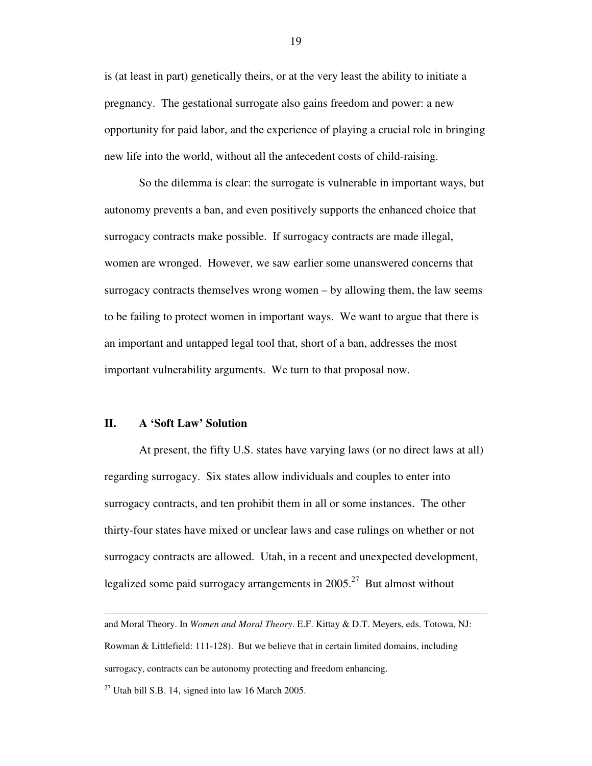is (at least in part) genetically theirs, or at the very least the ability to initiate a pregnancy. The gestational surrogate also gains freedom and power: a new opportunity for paid labor, and the experience of playing a crucial role in bringing new life into the world, without all the antecedent costs of child-raising.

So the dilemma is clear: the surrogate is vulnerable in important ways, but autonomy prevents a ban, and even positively supports the enhanced choice that surrogacy contracts make possible. If surrogacy contracts are made illegal, women are wronged. However, we saw earlier some unanswered concerns that surrogacy contracts themselves wrong women – by allowing them, the law seems to be failing to protect women in important ways. We want to argue that there is an important and untapped legal tool that, short of a ban, addresses the most important vulnerability arguments. We turn to that proposal now.

## II. A 'Soft Law' Solution

At present, the fifty U.S. states have varying laws (or no direct laws at all) regarding surrogacy. Six states allow individuals and couples to enter into surrogacy contracts, and ten prohibit them in all or some instances. The other thirty-four states have mixed or unclear laws and case rulings on whether or not surrogacy contracts are allowed. Utah, in a recent and unexpected development, legalized some paid surrogacy arrangements in 2005.[27] But almost without

---

and Moral Theory. In *Women and Moral Theory*. E.F. Kittay & D.T. Meyers, eds. Totowa, NJ: Rowman & Littlefield: 111-128). But we believe that in certain limited domains, including surrogacy, contracts can be autonomy protecting and freedom enhancing.

[27] Utah bill S.B. 14, signed into law 16 March 2005.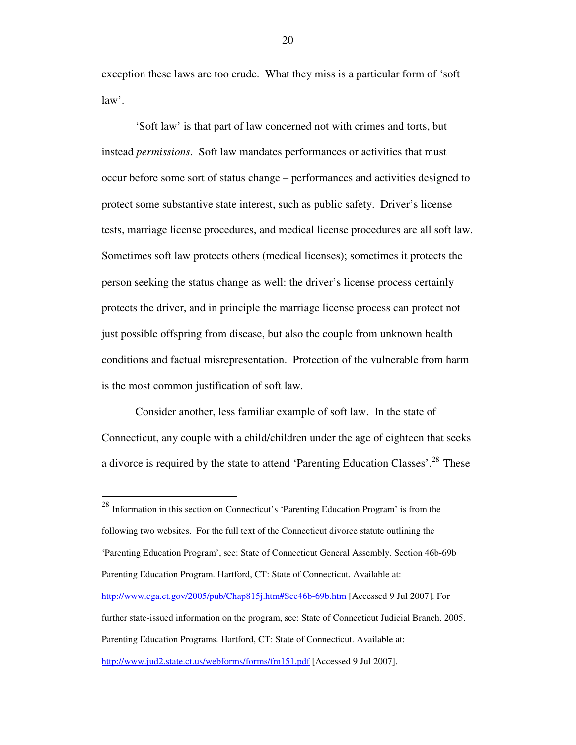exception these laws are too crude. What they miss is a particular form of 'soft law'.

'Soft law' is that part of law concerned not with crimes and torts, but instead *permissions*. Soft law mandates performances or activities that must occur before some sort of status change – performances and activities designed to protect some substantive state interest, such as public safety. Driver's license tests, marriage license procedures, and medical license procedures are all soft law. Sometimes soft law protects others (medical licenses); sometimes it protects the person seeking the status change as well: the driver's license process certainly protects the driver, and in principle the marriage license process can protect not just possible offspring from disease, but also the couple from unknown health conditions and factual misrepresentation. Protection of the vulnerable from harm is the most common justification of soft law.

Consider another, less familiar example of soft law. In the state of Connecticut, any couple with a child/children under the age of eighteen that seeks a divorce is required by the state to attend 'Parenting Education Classes'.[28] These

---

[28] Information in this section on Connecticut's 'Parenting Education Program' is from the following two websites. For the full text of the Connecticut divorce statute outlining the 'Parenting Education Program', see: State of Connecticut General Assembly. Section 46b-69b Parenting Education Program. Hartford, CT: State of Connecticut. Available at: http://www.cga.ct.gov/2005/pub/Chap815j.htm#Sec46b-69b.htm [Accessed 9 Jul 2007]. For further state-issued information on the program, see: State of Connecticut Judicial Branch. 2005. Parenting Education Programs. Hartford, CT: State of Connecticut. Available at: http://www.jud2.state.ct.us/webforms/forms/fm151.pdf [Accessed 9 Jul 2007].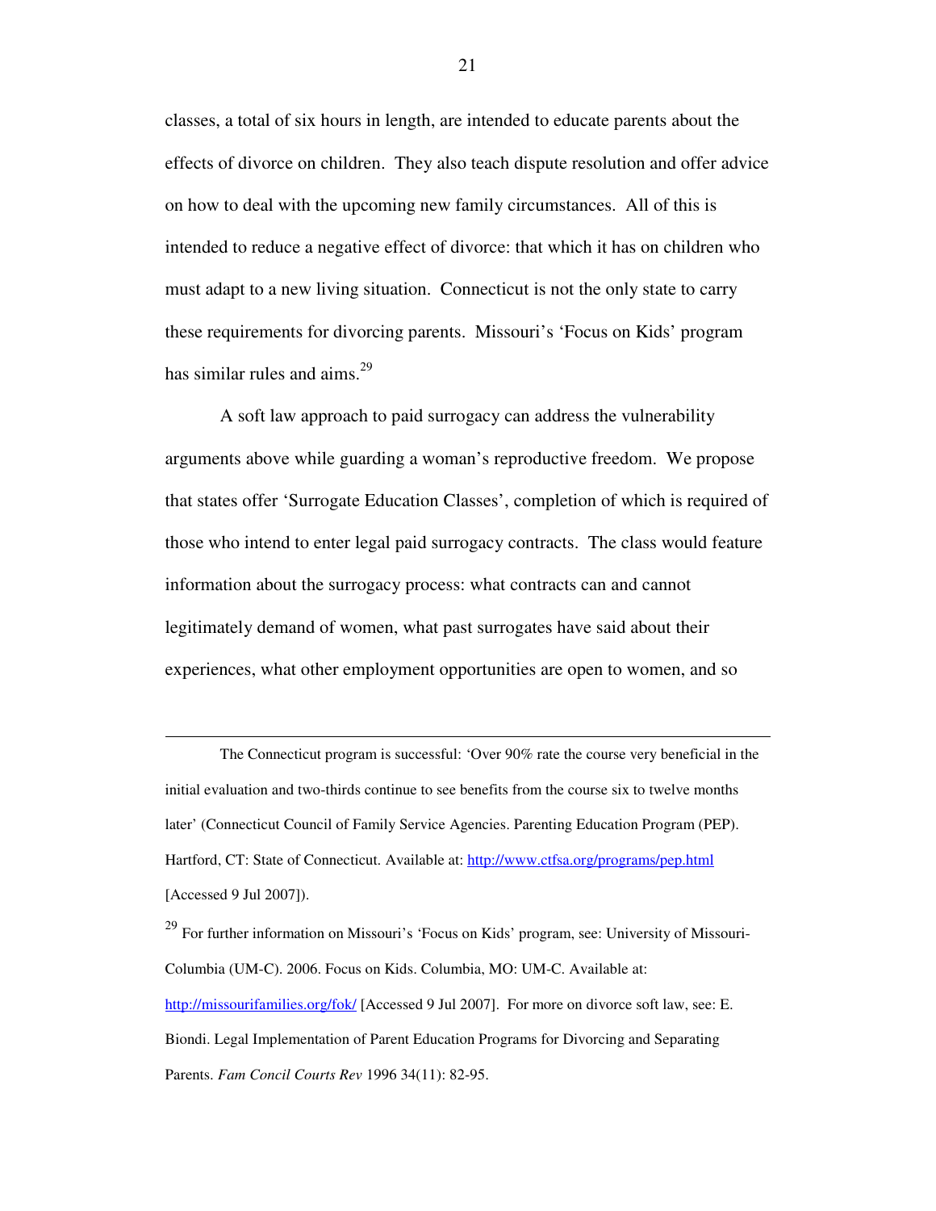classes, a total of six hours in length, are intended to educate parents about the effects of divorce on children. They also teach dispute resolution and offer advice on how to deal with the upcoming new family circumstances. All of this is intended to reduce a negative effect of divorce: that which it has on children who must adapt to a new living situation. Connecticut is not the only state to carry these requirements for divorcing parents. Missouri's 'Focus on Kids' program has similar rules and aims.[29]

A soft law approach to paid surrogacy can address the vulnerability arguments above while guarding a woman's reproductive freedom. We propose that states offer 'Surrogate Education Classes', completion of which is required of those who intend to enter legal paid surrogacy contracts. The class would feature information about the surrogacy process: what contracts can and cannot legitimately demand of women, what past surrogates have said about their experiences, what other employment opportunities are open to women, and so

---

The Connecticut program is successful: 'Over 90% rate the course very beneficial in the initial evaluation and two-thirds continue to see benefits from the course six to twelve months later' (Connecticut Council of Family Service Agencies. Parenting Education Program (PEP). Hartford, CT: State of Connecticut. Available at: http://www.ctfsa.org/programs/pep.html [Accessed 9 Jul 2007]).

[29] For further information on Missouri's 'Focus on Kids' program, see: University of Missouri-Columbia (UM-C). 2006. Focus on Kids. Columbia, MO: UM-C. Available at: http://missourifamilies.org/fok/ [Accessed 9 Jul 2007]. For more on divorce soft law, see: E. Biondi. Legal Implementation of Parent Education Programs for Divorcing and Separating Parents. *Fam Concil Courts Rev* 1996 34(11): 82-95.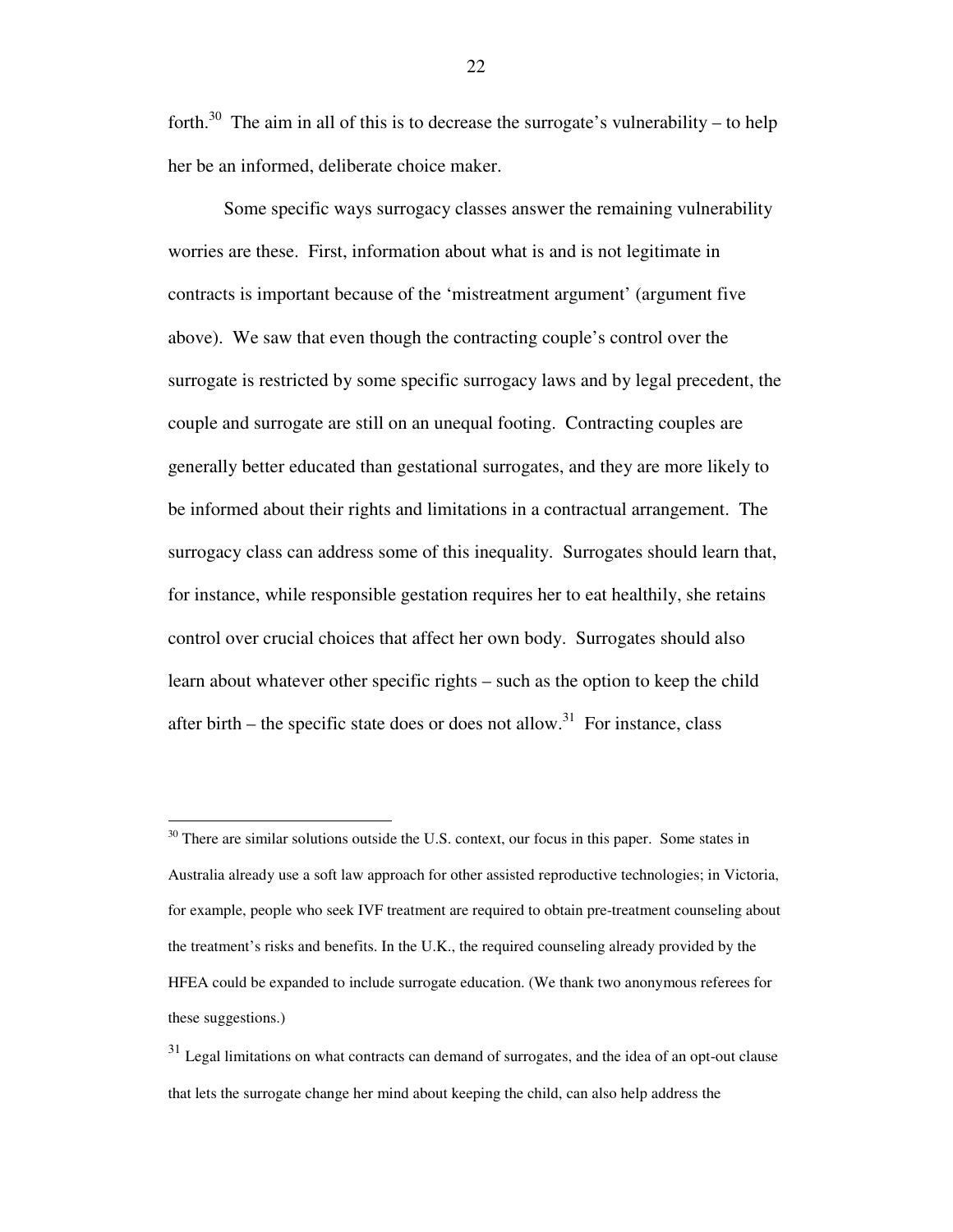forth.[30] The aim in all of this is to decrease the surrogate's vulnerability – to help her be an informed, deliberate choice maker.

Some specific ways surrogacy classes answer the remaining vulnerability worries are these. First, information about what is and is not legitimate in contracts is important because of the 'mistreatment argument' (argument five above). We saw that even though the contracting couple's control over the surrogate is restricted by some specific surrogacy laws and by legal precedent, the couple and surrogate are still on an unequal footing. Contracting couples are generally better educated than gestational surrogates, and they are more likely to be informed about their rights and limitations in a contractual arrangement. The surrogacy class can address some of this inequality. Surrogates should learn that, for instance, while responsible gestation requires her to eat healthily, she retains control over crucial choices that affect her own body. Surrogates should also learn about whatever other specific rights – such as the option to keep the child after birth – the specific state does or does not allow.[31] For instance, class

---

[30] There are similar solutions outside the U.S. context, our focus in this paper. Some states in Australia already use a soft law approach for other assisted reproductive technologies; in Victoria, for example, people who seek IVF treatment are required to obtain pre-treatment counseling about the treatment's risks and benefits. In the U.K., the required counseling already provided by the HFEA could be expanded to include surrogate education. (We thank two anonymous referees for these suggestions.)

[31] Legal limitations on what contracts can demand of surrogates, and the idea of an opt-out clause that lets the surrogate change her mind about keeping the child, can also help address the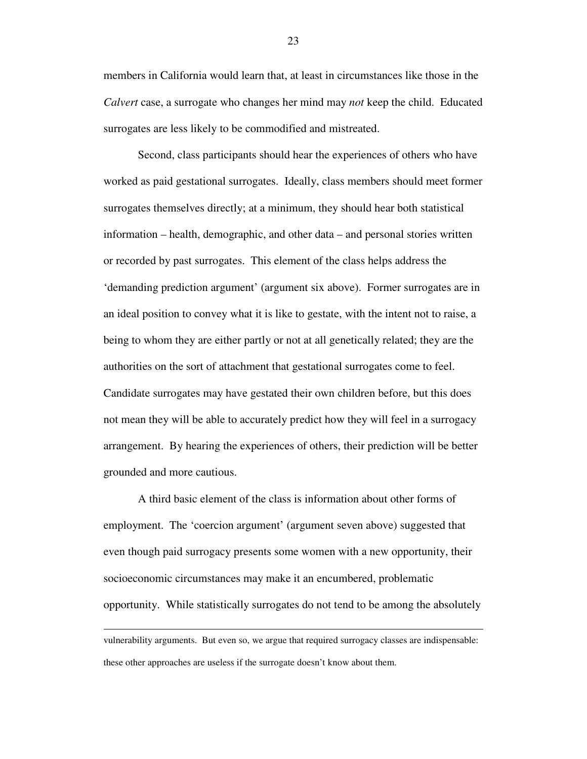members in California would learn that, at least in circumstances like those in the *Calvert* case, a surrogate who changes her mind may *not* keep the child. Educated surrogates are less likely to be commodified and mistreated.

Second, class participants should hear the experiences of others who have worked as paid gestational surrogates. Ideally, class members should meet former surrogates themselves directly; at a minimum, they should hear both statistical information – health, demographic, and other data – and personal stories written or recorded by past surrogates. This element of the class helps address the 'demanding prediction argument' (argument six above). Former surrogates are in an ideal position to convey what it is like to gestate, with the intent not to raise, a being to whom they are either partly or not at all genetically related; they are the authorities on the sort of attachment that gestational surrogates come to feel. Candidate surrogates may have gestated their own children before, but this does not mean they will be able to accurately predict how they will feel in a surrogacy arrangement. By hearing the experiences of others, their prediction will be better grounded and more cautious.

A third basic element of the class is information about other forms of employment. The 'coercion argument' (argument seven above) suggested that even though paid surrogacy presents some women with a new opportunity, their socioeconomic circumstances may make it an encumbered, problematic opportunity. While statistically surrogates do not tend to be among the absolutely

---

vulnerability arguments. But even so, we argue that required surrogacy classes are indispensable: these other approaches are useless if the surrogate doesn't know about them.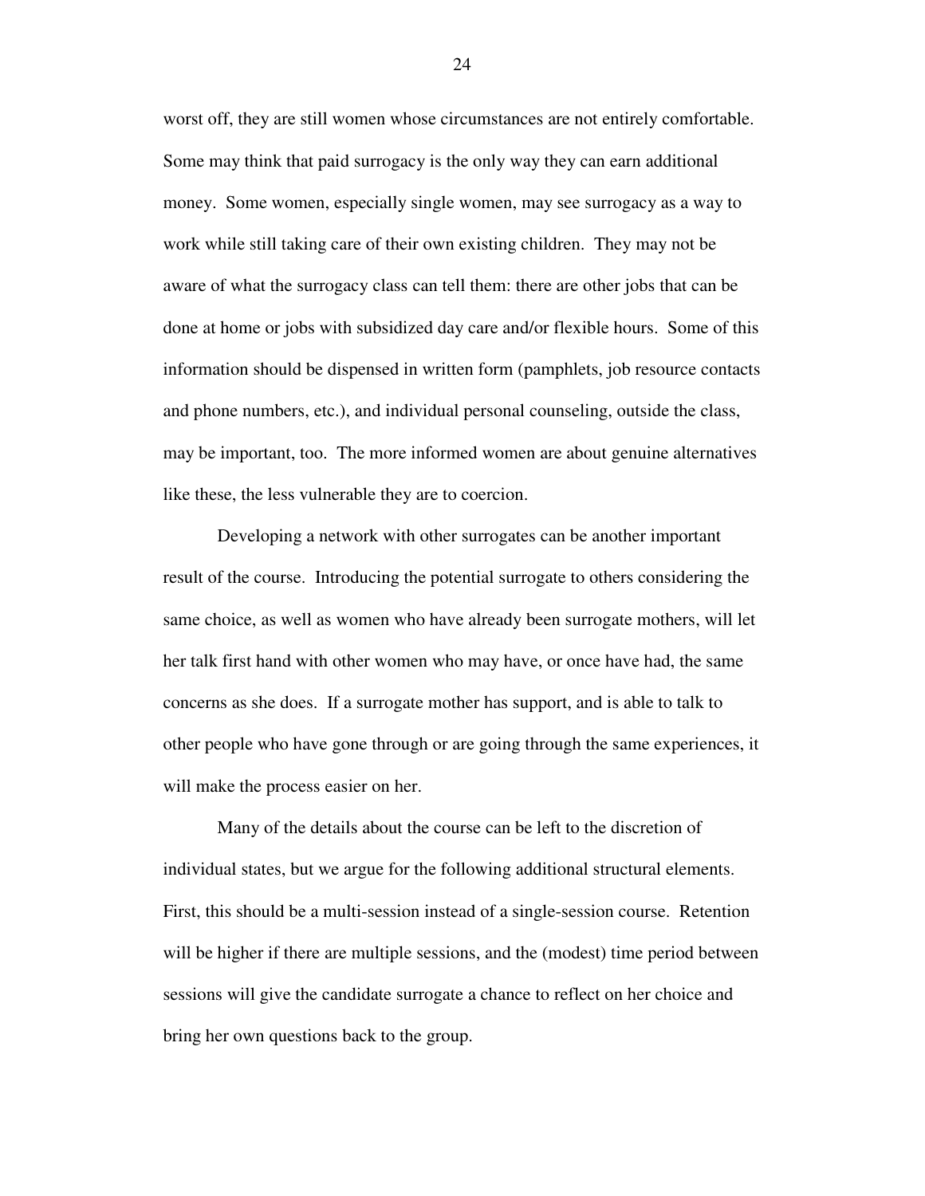worst off, they are still women whose circumstances are not entirely comfortable. Some may think that paid surrogacy is the only way they can earn additional money. Some women, especially single women, may see surrogacy as a way to work while still taking care of their own existing children. They may not be aware of what the surrogacy class can tell them: there are other jobs that can be done at home or jobs with subsidized day care and/or flexible hours. Some of this information should be dispensed in written form (pamphlets, job resource contacts and phone numbers, etc.), and individual personal counseling, outside the class, may be important, too. The more informed women are about genuine alternatives like these, the less vulnerable they are to coercion.

Developing a network with other surrogates can be another important result of the course. Introducing the potential surrogate to others considering the same choice, as well as women who have already been surrogate mothers, will let her talk first hand with other women who may have, or once have had, the same concerns as she does. If a surrogate mother has support, and is able to talk to other people who have gone through or are going through the same experiences, it will make the process easier on her.

Many of the details about the course can be left to the discretion of individual states, but we argue for the following additional structural elements. First, this should be a multi-session instead of a single-session course. Retention will be higher if there are multiple sessions, and the (modest) time period between sessions will give the candidate surrogate a chance to reflect on her choice and bring her own questions back to the group.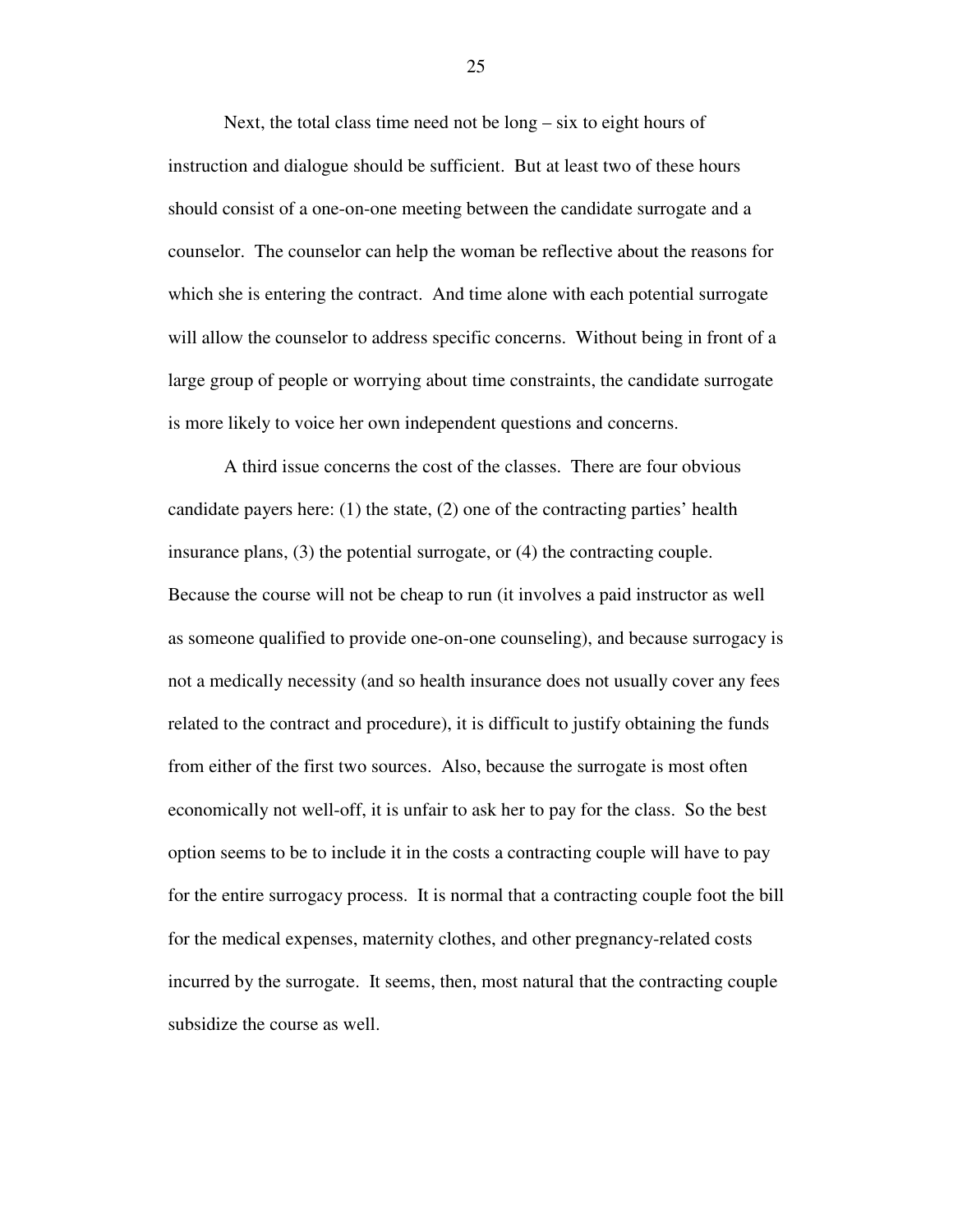Next, the total class time need not be long – six to eight hours of instruction and dialogue should be sufficient. But at least two of these hours should consist of a one-on-one meeting between the candidate surrogate and a counselor. The counselor can help the woman be reflective about the reasons for which she is entering the contract. And time alone with each potential surrogate will allow the counselor to address specific concerns. Without being in front of a large group of people or worrying about time constraints, the candidate surrogate is more likely to voice her own independent questions and concerns.

A third issue concerns the cost of the classes. There are four obvious candidate payers here: (1) the state, (2) one of the contracting parties' health insurance plans, (3) the potential surrogate, or (4) the contracting couple. Because the course will not be cheap to run (it involves a paid instructor as well as someone qualified to provide one-on-one counseling), and because surrogacy is not a medically necessity (and so health insurance does not usually cover any fees related to the contract and procedure), it is difficult to justify obtaining the funds from either of the first two sources. Also, because the surrogate is most often economically not well-off, it is unfair to ask her to pay for the class. So the best option seems to be to include it in the costs a contracting couple will have to pay for the entire surrogacy process. It is normal that a contracting couple foot the bill for the medical expenses, maternity clothes, and other pregnancy-related costs incurred by the surrogate. It seems, then, most natural that the contracting couple subsidize the course as well.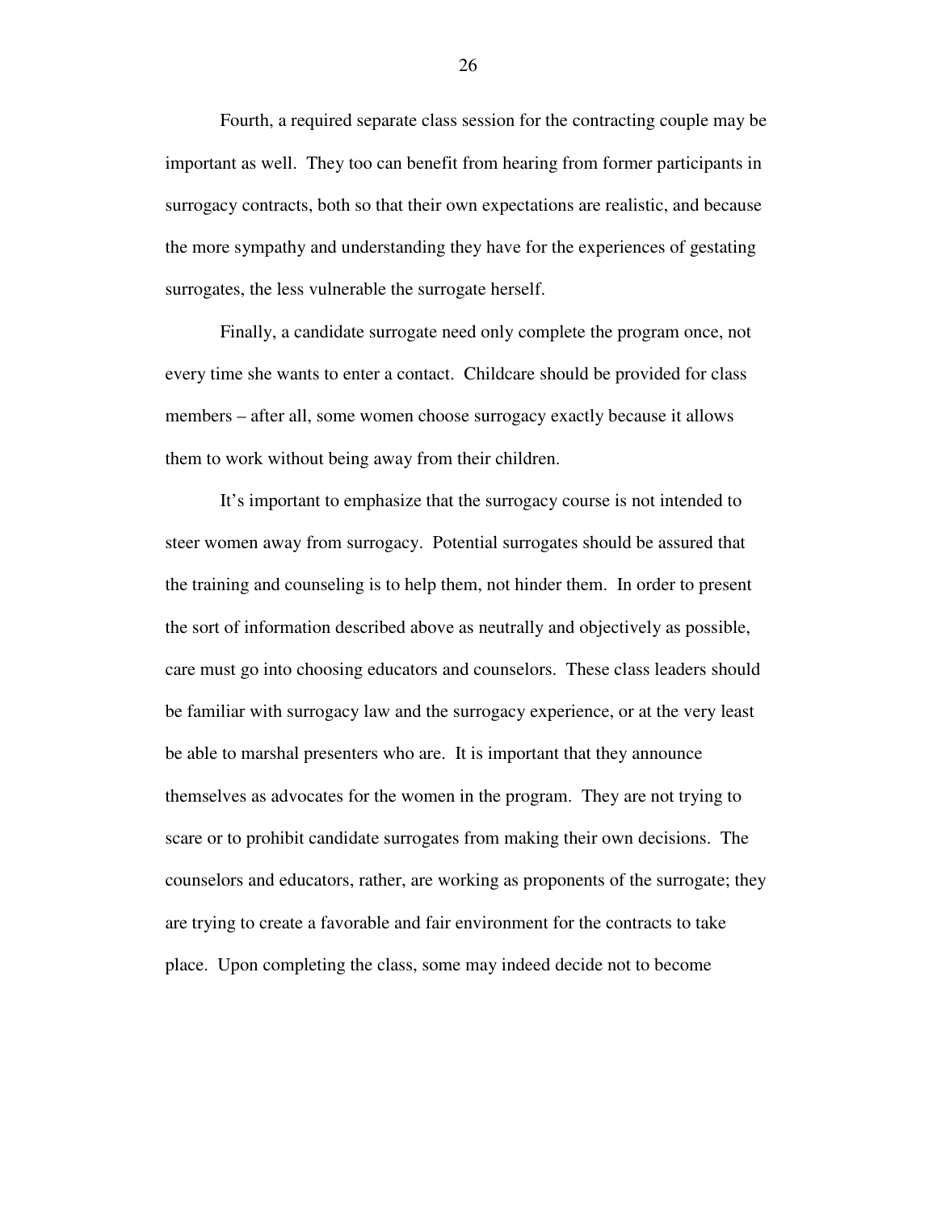Fourth, a required separate class session for the contracting couple may be important as well. They too can benefit from hearing from former participants in surrogacy contracts, both so that their own expectations are realistic, and because the more sympathy and understanding they have for the experiences of gestating surrogates, the less vulnerable the surrogate herself.

Finally, a candidate surrogate need only complete the program once, not every time she wants to enter a contact. Childcare should be provided for class members – after all, some women choose surrogacy exactly because it allows them to work without being away from their children.

It's important to emphasize that the surrogacy course is not intended to steer women away from surrogacy. Potential surrogates should be assured that the training and counseling is to help them, not hinder them. In order to present the sort of information described above as neutrally and objectively as possible, care must go into choosing educators and counselors. These class leaders should be familiar with surrogacy law and the surrogacy experience, or at the very least be able to marshal presenters who are. It is important that they announce themselves as advocates for the women in the program. They are not trying to scare or to prohibit candidate surrogates from making their own decisions. The counselors and educators, rather, are working as proponents of the surrogate; they are trying to create a favorable and fair environment for the contracts to take place. Upon completing the class, some may indeed decide not to become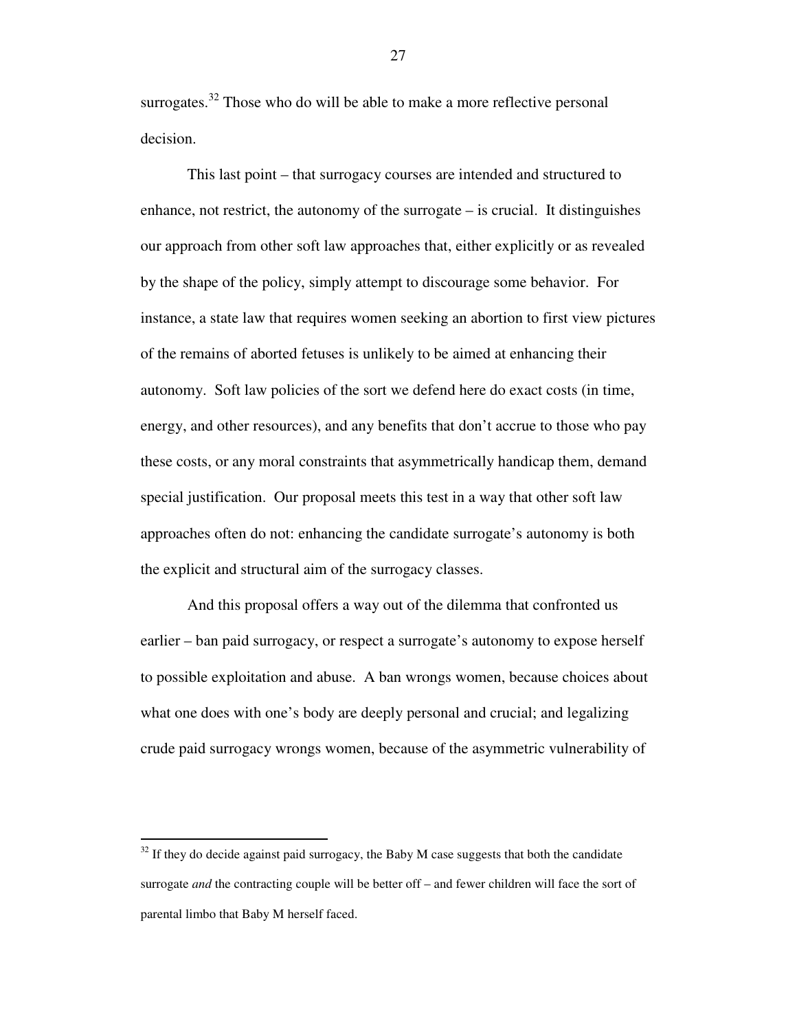surrogates.[32] Those who do will be able to make a more reflective personal decision.

This last point – that surrogacy courses are intended and structured to enhance, not restrict, the autonomy of the surrogate – is crucial. It distinguishes our approach from other soft law approaches that, either explicitly or as revealed by the shape of the policy, simply attempt to discourage some behavior. For instance, a state law that requires women seeking an abortion to first view pictures of the remains of aborted fetuses is unlikely to be aimed at enhancing their autonomy. Soft law policies of the sort we defend here do exact costs (in time, energy, and other resources), and any benefits that don't accrue to those who pay these costs, or any moral constraints that asymmetrically handicap them, demand special justification. Our proposal meets this test in a way that other soft law approaches often do not: enhancing the candidate surrogate's autonomy is both the explicit and structural aim of the surrogacy classes.

And this proposal offers a way out of the dilemma that confronted us earlier – ban paid surrogacy, or respect a surrogate's autonomy to expose herself to possible exploitation and abuse. A ban wrongs women, because choices about what one does with one's body are deeply personal and crucial; and legalizing crude paid surrogacy wrongs women, because of the asymmetric vulnerability of

---

[32] If they do decide against paid surrogacy, the Baby M case suggests that both the candidate surrogate *and* the contracting couple will be better off – and fewer children will face the sort of parental limbo that Baby M herself faced.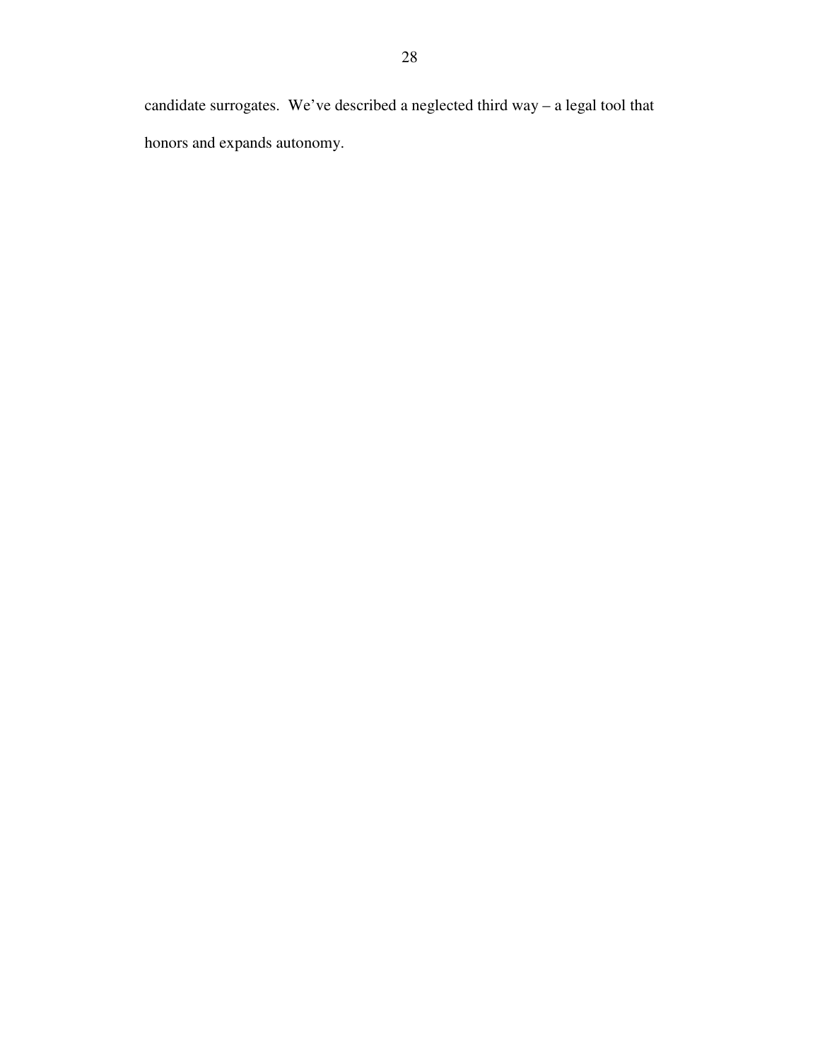candidate surrogates. We've described a neglected third way – a legal tool that honors and expands autonomy.